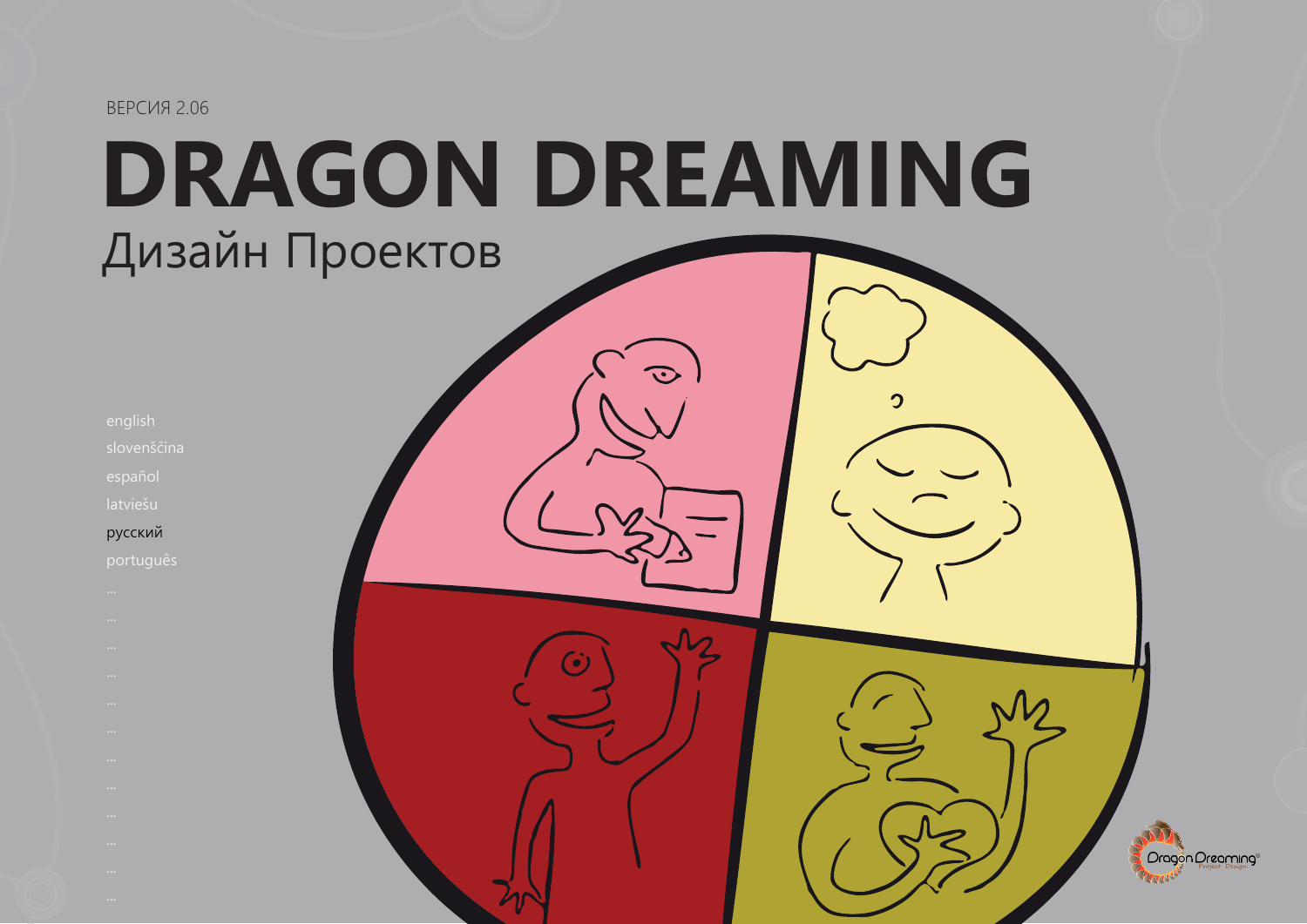ВЕРСИЯ 2.06

# DRAGON DREAMING

## Дизайн Проектов

english
slovenščina
español
latviešu
русский
português
...
...
...
...
...
...
...
...
...
...
...
...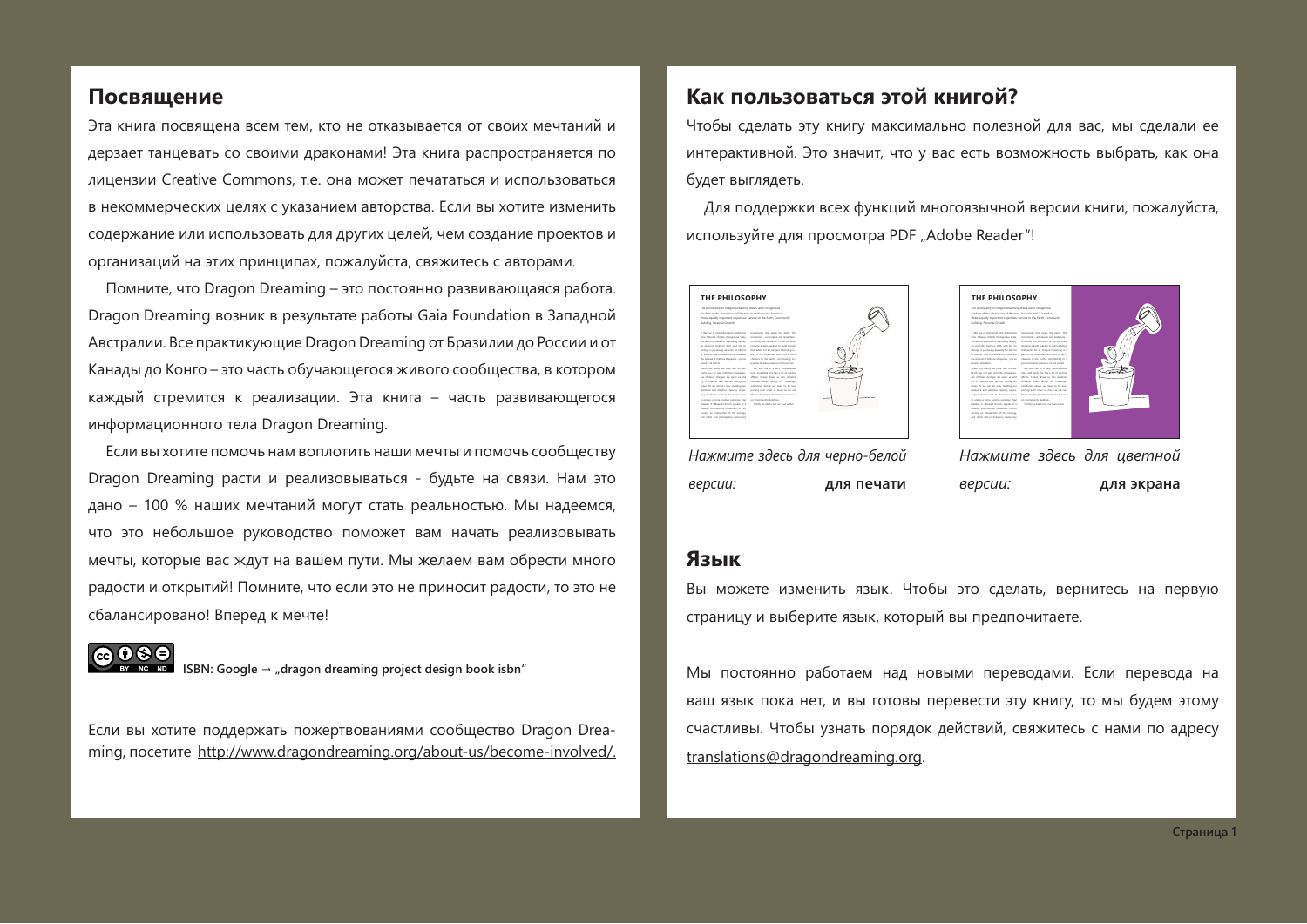## Посвящение

Эта книга посвящена всем тем, кто не отказывается от своих мечтаний и дерзает танцевать со своими драконами! Эта книга распространяется по лицензии Creative Commons, т.е. она может печататься и использоваться в некоммерческих целях с указанием авторства. Если вы хотите изменить содержание или использовать для других целей, чем создание проектов и организаций на этих принципах, пожалуйста, свяжитесь с авторами.

Помните, что Dragon Dreaming – это постоянно развивающаяся работа. Dragon Dreaming возник в результате работы Gaia Foundation в Западной Австралии. Все практикующие Dragon Dreaming от Бразилии до России и от Канады до Конго – это часть обучающегося живого сообщества, в котором каждый стремится к реализации. Эта книга – часть развивающегося информационного тела Dragon Dreaming.

Если вы хотите помочь нам воплотить наши мечты и помочь сообществу Dragon Dreaming расти и реализовываться - будьте на связи. Нам это дано – 100 % наших мечтаний могут стать реальностью. Мы надеемся, что это небольшое руководство поможет вам начать реализовывать мечты, которые вас ждут на вашем пути. Мы желаем вам обрести много радости и открытий! Помните, что если это не приносит радости, то это не сбалансировано! Вперед к мечте!

**ISBN: Google → „dragon dreaming project design book isbn"**

Если вы хотите поддержать пожертвованиями сообщество Dragon Dreaming, посетите http://www.dragondreaming.org/about-us/become-involved/.

## Как пользоваться этой книгой?

Чтобы сделать эту книгу максимально полезной для вас, мы сделали ее интерактивной. Это значит, что у вас есть возможность выбрать, как она будет выглядеть.

Для поддержки всех функций многоязычной версии книги, пожалуйста, используйте для просмотра PDF „Adobe Reader"!

*Нажмите здесь для черно-белой версии:* **для печати**

*Нажмите здесь для цветной версии:* **для экрана**

## Язык

Вы можете изменить язык. Чтобы это сделать, вернитесь на первую страницу и выберите язык, который вы предпочитаете.

Мы постоянно работаем над новыми переводами. Если перевода на ваш язык пока нет, и вы готовы перевести эту книгу, то мы будем этому счастливы. Чтобы узнать порядок действий, свяжитесь с нами по адресу translations@dragondreaming.org.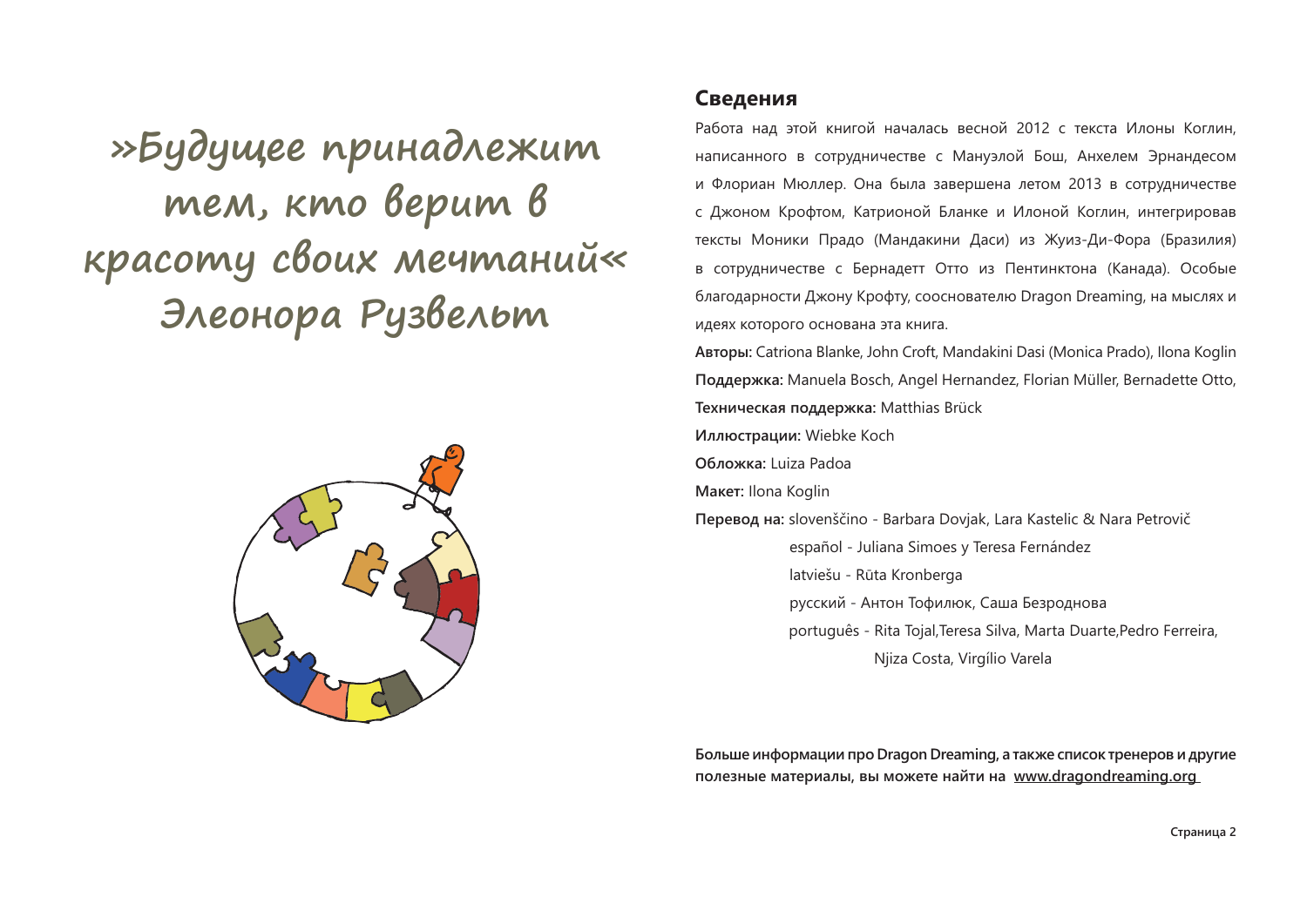»Будущее принадлежит тем, кто верит в красоту своих мечтаний«
Элеонора Рузвельт

## Сведения

Работа над этой книгой началась весной 2012 с текста Илоны Коглин, написанного в сотрудничестве с Мануэлой Бош, Анхелем Эрнандесом и Флориан Мюллер. Она была завершена летом 2013 в сотрудничестве с Джоном Крофтом, Катрионой Бланке и Илоной Коглин, интегрировав тексты Моники Прадо (Мандакини Даси) из Жуиз-Ди-Фора (Бразилия) в сотрудничестве с Бернадетт Отто из Пентинктона (Канада). Особые благодарности Джону Крофту, сооснователю Dragon Dreaming, на мыслях и идеях которого основана эта книга.

**Авторы:** Catriona Blanke, John Croft, Mandakini Dasi (Monica Prado), Ilona Koglin

**Поддержка:** Manuela Bosch, Angel Hernandez, Florian Müller, Bernadette Otto,

**Техническая поддержка:** Matthias Brück

**Иллюстрации:** Wiebke Koch

**Обложка:** Luiza Padoa

**Макет:** Ilona Koglin

**Перевод на:** slovenščino - Barbara Dovjak, Lara Kastelic & Nara Petrovič

español - Juliana Simoes y Teresa Fernández

latviešu - Rūta Kronberga

русский - Антон Тофилюк, Саша Безроднова

português - Rita Tojal,Teresa Silva, Marta Duarte,Pedro Ferreira, Njiza Costa, Virgílio Varela

**Больше информации про Dragon Dreaming, а также список тренеров и другие полезные материалы, вы можете найти на www.dragondreaming.org**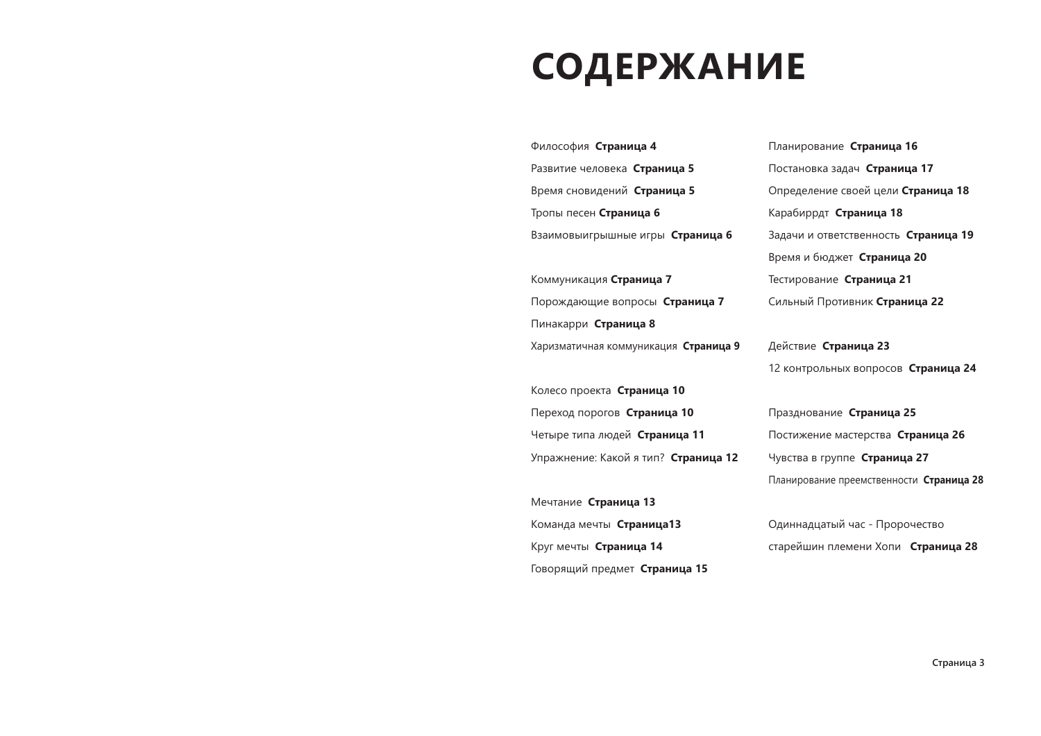# СОДЕРЖАНИЕ

Философия **Страница 4**
Развитие человека **Страница 5**
Время сновидений **Страница 5**
Тропы песен **Страница 6**
Взаимовыигрышные игры **Страница 6**

Коммуникация **Страница 7**
Порождающие вопросы **Страница 7**
Пинакарри **Страница 8**
Харизматичная коммуникация **Страница 9**

Колесо проекта **Страница 10**
Переход порогов **Страница 10**
Четыре типа людей **Страница 11**
Упражнение: Какой я тип? **Страница 12**

Мечтание **Страница 13**
Команда мечты **Страница13**
Круг мечты **Страница 14**
Говорящий предмет **Страница 15**

Планирование **Страница 16**
Постановка задач **Страница 17**
Определение своей цели **Страница 18**
Карабиррдт **Страница 18**
Задачи и ответственность **Страница 19**
Время и бюджет **Страница 20**
Тестирование **Страница 21**
Сильный Противник **Страница 22**

Действие **Страница 23**
12 контрольных вопросов **Страница 24**

Празднование **Страница 25**
Постижение мастерства **Страница 26**
Чувства в группе **Страница 27**
Планирование преемственности **Страница 28**

Одиннадцатый час - Пророчество старейшин племени Хопи **Страница 28**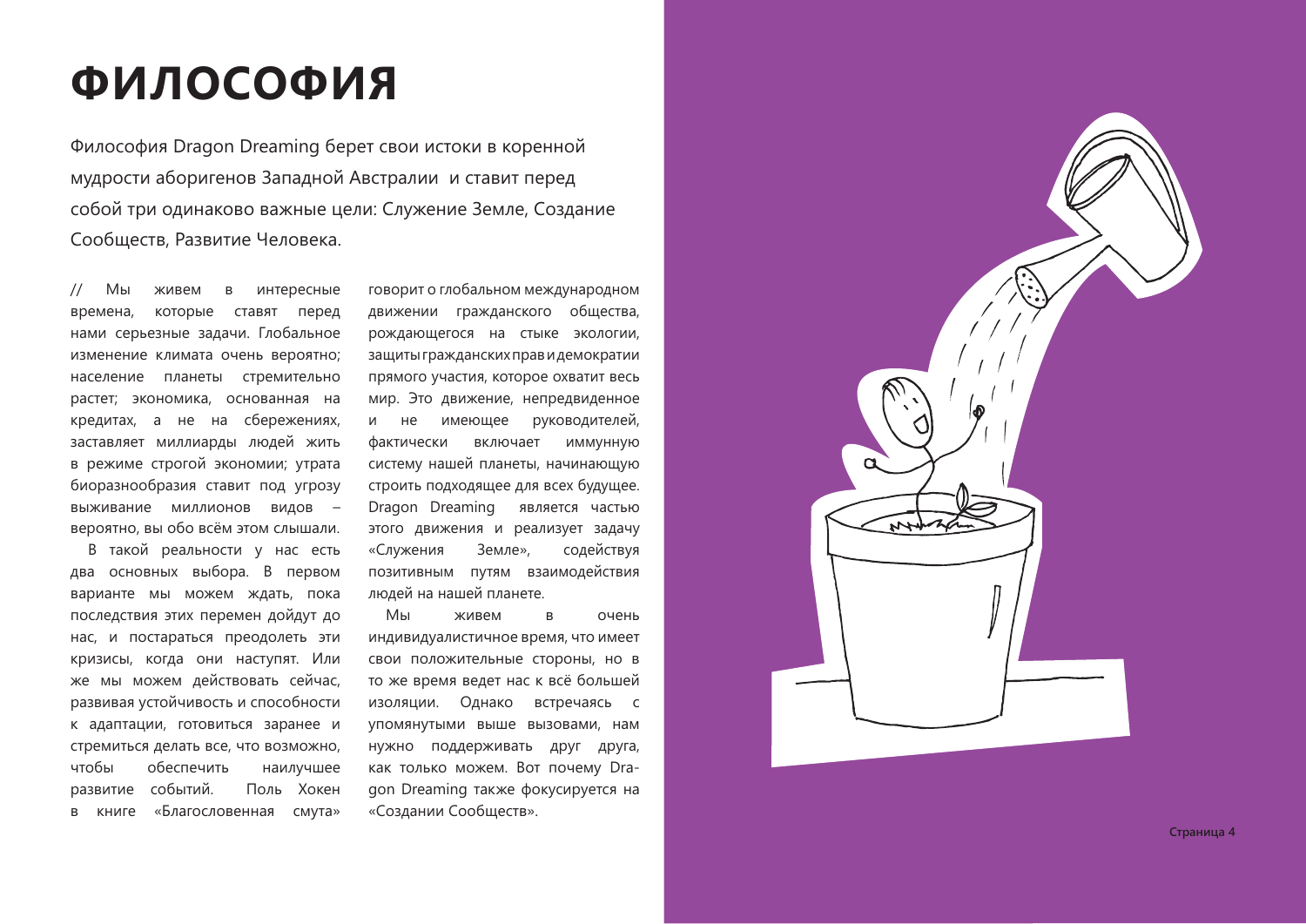# ФИЛОСОФИЯ

Философия Dragon Dreaming берет свои истоки в коренной мудрости аборигенов Западной Австралии и ставит перед собой три одинаково важные цели: Служение Земле, Создание Сообществ, Развитие Человека.

// Мы живем в интересные времена, которые ставят перед нами серьезные задачи. Глобальное изменение климата очень вероятно; население планеты стремительно растет; экономика, основанная на кредитах, а не на сбережениях, заставляет миллиарды людей жить в режиме строгой экономии; утрата биоразнообразия ставит под угрозу выживание миллионов видов – вероятно, вы обо всём этом слышали.

В такой реальности у нас есть два основных выбора. В первом варианте мы можем ждать, пока последствия этих перемен дойдут до нас, и постараться преодолеть эти кризисы, когда они наступят. Или же мы можем действовать сейчас, развивая устойчивость и способности к адаптации, готовиться заранее и стремиться делать все, что возможно, чтобы обеспечить наилучшее развитие событий. Поль Хокен в книге «Благословенная смута» говорит о глобальном международном движении гражданского общества, рождающегося на стыке экологии, защиты гражданских прав и демократии прямого участия, которое охватит весь мир. Это движение, непредвиденное и не имеющее руководителей, фактически включает иммунную систему нашей планеты, начинающую строить подходящее для всех будущее. Dragon Dreaming является частью этого движения и реализует задачу «Служения Земле», содействуя позитивным путям взаимодействия людей на нашей планете.

Мы живем в очень индивидуалистичное время, что имеет свои положительные стороны, но в то же время ведет нас к всё большей изоляции. Однако встречаясь с упомянутыми выше вызовами, нам нужно поддерживать друг друга, как только можем. Вот почему Dragon Dreaming также фокусируется на «Создании Сообществ».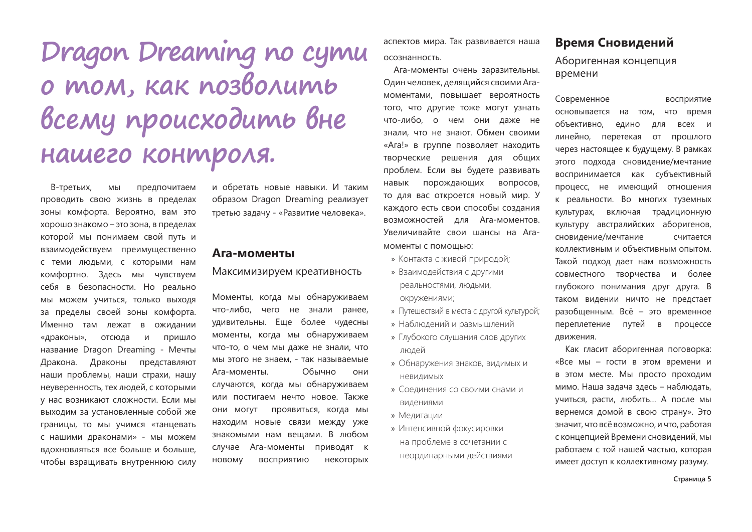# Dragon Dreaming по сути о том, как позволить всему происходить вне нашего контроля.

В-третьих, мы предпочитаем проводить свою жизнь в пределах зоны комфорта. Вероятно, вам это хорошо знакомо – это зона, в пределах которой мы понимаем свой путь и взаимодействуем преимущественно с теми людьми, с которыми нам комфортно. Здесь мы чувствуем себя в безопасности. Но реально мы можем учиться, только выходя за пределы своей зоны комфорта. Именно там лежат в ожидании «драконы», отсюда и пришло название Dragon Dreaming - Мечты Дракона. Драконы представляют наши проблемы, наши страхи, нашу неуверенность, тех людей, с которыми у нас возникают сложности. Если мы выходим за установленные собой же границы, то мы учимся «танцевать с нашими драконами» - мы можем вдохновляться все больше и больше, чтобы взращивать внутреннюю силу и обретать новые навыки. И таким образом Dragon Dreaming реализует третью задачу - «Развитие человека».

## Ага-моменты

### Максимизируем креативность

Моменты, когда мы обнаруживаем что-либо, чего не знали ранее, удивительны. Еще более чудесны моменты, когда мы обнаруживаем что-то, о чем мы даже не знали, что мы этого не знаем, - так называемые Ага-моменты. Обычно они случаются, когда мы обнаруживаем или постигаем нечто новое. Также они могут проявиться, когда мы находим новые связи между уже знакомыми нам вещами. В любом случае Ага-моменты приводят к новому восприятию некоторых аспектов мира. Так развивается наша осознанность.

Ага-моменты очень заразительны. Один человек, делящийся своими Ага-моментами, повышает вероятность того, что другие тоже могут узнать что-либо, о чем они даже не знали, что не знают. Обмен своими «Ага!» в группе позволяет находить творческие решения для общих проблем. Если вы будете развивать навык порождающих вопросов, то для вас откроется новый мир. У каждого есть свои способы создания возможностей для Ага-моментов. Увеличивайте свои шансы на Ага-моменты с помощью:

- Контакта с живой природой;
- Взаимодействия с другими реальностями, людьми, окружениями;
- Путешествий в места с другой культурой;
- Наблюдений и размышлений
- Глубокого слушания слов других людей
- Обнаружения знаков, видимых и невидимых
- Соединения со своими снами и видениями
- Медитации
- Интенсивной фокусировки на проблеме в сочетании с неординарными действиями

## Время Сновидений

### Аборигенная концепция времени

Современное восприятие основывается на том, что время объективно, едино для всех и линейно, перетекая от прошлого через настоящее к будущему. В рамках этого подхода сновидение/мечтание воспринимается как субъективный процесс, не имеющий отношения к реальности. Во многих туземных культурах, включая традиционную культуру австралийских аборигенов, сновидение/мечтание считается коллективным и объективным опытом. Такой подход дает нам возможность совместного творчества и более глубокого понимания друг друга. В таком видении ничто не предстает разобщенным. Всё – это временное переплетение путей в процессе движения.

Как гласит аборигенная поговорка: «Все мы – гости в этом времени и в этом месте. Мы просто проходим мимо. Наша задача здесь – наблюдать, учиться, расти, любить... А после мы вернемся домой в свою страну». Это значит, что всё возможно, и что, работая с концепцией Времени сновидений, мы работаем с той нашей частью, которая имеет доступ к коллективному разуму.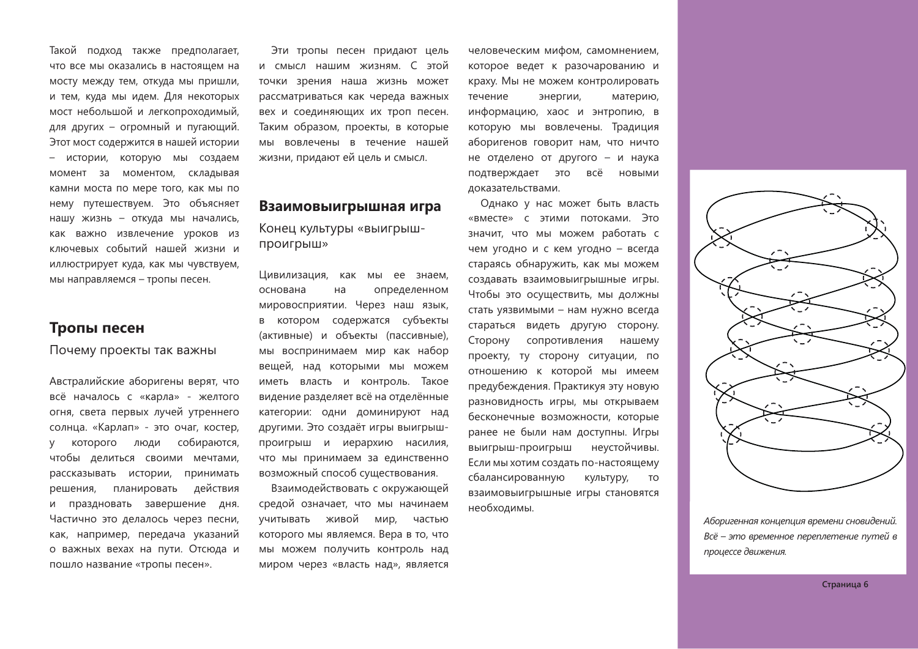Такой подход также предполагает, что все мы оказались в настоящем на мосту между тем, откуда мы пришли, и тем, куда мы идем. Для некоторых мост небольшой и легкопроходимый, для других – огромный и пугающий. Этот мост содержится в нашей истории – истории, которую мы создаем момент за моментом, складывая камни моста по мере того, как мы по нему путешествуем. Это объясняет нашу жизнь – откуда мы начались, как важно извлечение уроков из ключевых событий нашей жизни и иллюстрирует куда, как мы чувствуем, мы направляемся – тропы песен.

## Тропы песен

### Почему проекты так важны

Австралийские аборигены верят, что всё началось с «карла» - желтого огня, света первых лучей утреннего солнца. «Карлап» - это очаг, костер, у которого люди собираются, чтобы делиться своими мечтами, рассказывать истории, принимать решения, планировать действия и праздновать завершение дня. Частично это делалось через песни, как, например, передача указаний о важных вехах на пути. Отсюда и пошло название «тропы песен».

Эти тропы песен придают цель и смысл нашим жизням. С этой точки зрения наша жизнь может рассматриваться как череда важных вех и соединяющих их троп песен. Таким образом, проекты, в которые мы вовлечены в течение нашей жизни, придают ей цель и смысл.

## Взаимовыигрышная игра

### Конец культуры «выигрыш-проигрыш»

Цивилизация, как мы ее знаем, основана на определенном мировосприятии. Через наш язык, в котором содержатся субъекты (активные) и объекты (пассивные), мы воспринимаем мир как набор вещей, над которыми мы можем иметь власть и контроль. Такое видение разделяет всё на отделённые категории: одни доминируют над другими. Это создаёт игры выигрыш-проигрыш и иерархию насилия, что мы принимаем за единственно возможный способ существования.

Взаимодействовать с окружающей средой означает, что мы начинаем учитывать живой мир, частью которого мы являемся. Вера в то, что мы можем получить контроль над миром через «власть над», является человеческим мифом, самомнением, которое ведет к разочарованию и краху. Мы не можем контролировать течение энергии, материю, информацию, хаос и энтропию, в которую мы вовлечены. Традиция аборигенов говорит нам, что ничто не отделено от другого – и наука подтверждает это всё новыми доказательствами.

Однако у нас может быть власть «вместе» с этими потоками. Это значит, что мы можем работать с чем угодно и с кем угодно – всегда стараясь обнаружить, как мы можем создавать взаимовыигрышные игры. Чтобы это осуществить, мы должны стать уязвимыми – нам нужно всегда стараться видеть другую сторону. Сторону сопротивления нашему проекту, ту сторону ситуации, по отношению к которой мы имеем предубеждения. Практикуя эту новую разновидность игры, мы открываем бесконечные возможности, которые ранее не были нам доступны. Игры выигрыш-проигрыш неустойчивы. Если мы хотим создать по-настоящему сбалансированную культуру, то взаимовыигрышные игры становятся необходимы.

*Аборигенная концепция времени сновидений. Всё – это временное переплетение путей в процессе движения.*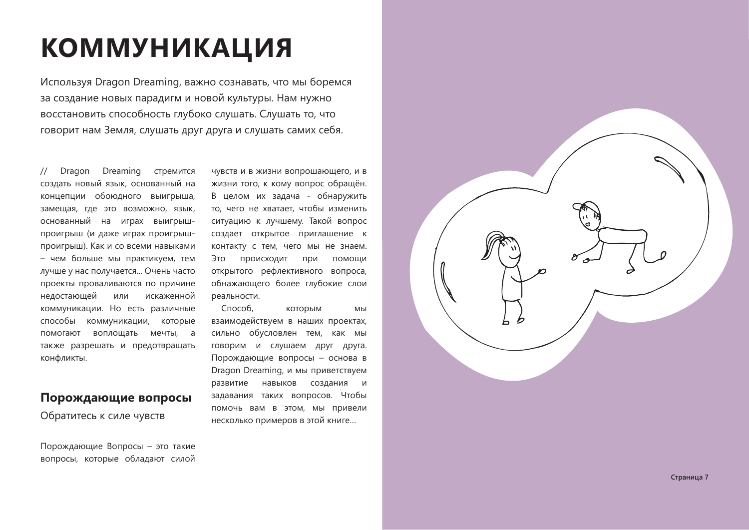# КОММУНИКАЦИЯ

Используя Dragon Dreaming, важно сознавать, что мы боремся за создание новых парадигм и новой культуры. Нам нужно восстановить способность глубоко слушать. Слушать то, что говорит нам Земля, слушать друг друга и слушать самих себя.

// Dragon Dreaming стремится создать новый язык, основанный на концепции обоюдного выигрыша, замещая, где это возможно, язык, основанный на играх выигрыш-проигрыш (и даже играх проигрыш-проигрыш). Как и со всеми навыками – чем больше мы практикуем, тем лучше у нас получается... Очень часто проекты проваливаются по причине недостающей или искаженной коммуникации. Но есть различные способы коммуникации, которые помогают воплощать мечты, а также разрешать и предотвращать конфликты.

## Порождающие вопросы

Обратитесь к силе чувств

Порождающие Вопросы – это такие вопросы, которые обладают силой чувств и в жизни вопрошающего, и в жизни того, к кому вопрос обращён. В целом их задача - обнаружить то, чего не хватает, чтобы изменить ситуацию к лучшему. Такой вопрос создает открытое приглашение к контакту с тем, чего мы не знаем. Это происходит при помощи открытого рефлективного вопроса, обнажающего более глубокие слои реальности.

Способ, которым мы взаимодействуем в наших проектах, сильно обусловлен тем, как мы говорим и слушаем друг друга. Порождающие вопросы – основа в Dragon Dreaming, и мы приветствуем развитие навыков создания и задавания таких вопросов. Чтобы помочь вам в этом, мы привели несколько примеров в этой книге...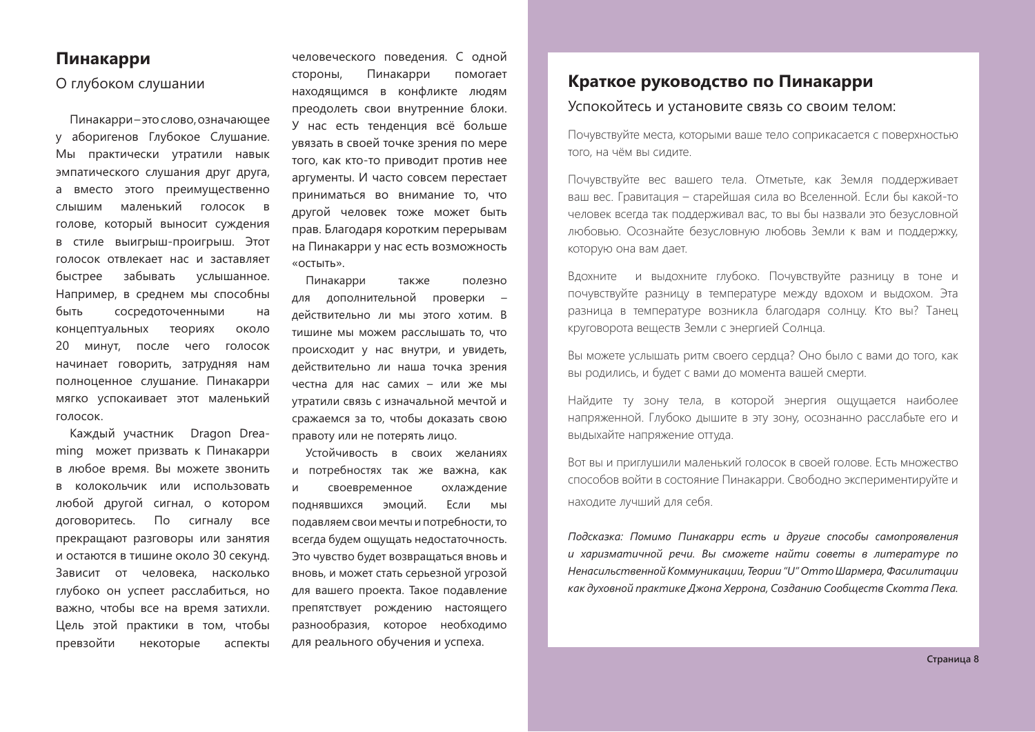## Пинакарри

### О глубоком слушании

Пинакарри – это слово, означающее у аборигенов Глубокое Слушание. Мы практически утратили навык эмпатического слушания друг друга, а вместо этого преимущественно слышим маленький голосок в голове, который выносит суждения в стиле выигрыш-проигрыш. Этот голосок отвлекает нас и заставляет быстрее забывать услышанное. Например, в среднем мы способны быть сосредоточенными на концептуальных теориях около 20 минут, после чего голосок начинает говорить, затрудняя нам полноценное слушание. Пинакарри мягко успокаивает этот маленький голосок.

Каждый участник Dragon Dreaming может призвать к Пинакарри в любое время. Вы можете звонить в колокольчик или использовать любой другой сигнал, о котором договоритесь. По сигналу все прекращают разговоры или занятия и остаются в тишине около 30 секунд. Зависит от человека, насколько глубоко он успеет расслабиться, но важно, чтобы все на время затихли. Цель этой практики в том, чтобы превзойти некоторые аспекты человеческого поведения. С одной стороны, Пинакарри помогает находящимся в конфликте людям преодолеть свои внутренние блоки. У нас есть тенденция всё больше увязать в своей точке зрения по мере того, как кто-то приводит против нее аргументы. И часто совсем перестает приниматься во внимание то, что другой человек тоже может быть прав. Благодаря коротким перерывам на Пинакарри у нас есть возможность «остыть».

Пинакарри также полезно для дополнительной проверки – действительно ли мы этого хотим. В тишине мы можем расслышать то, что происходит у нас внутри, и увидеть, действительно ли наша точка зрения честна для нас самих – или же мы утратили связь с изначальной мечтой и сражаемся за то, чтобы доказать свою правоту или не потерять лицо.

Устойчивость в своих желаниях и потребностях так же важна, как и своевременное охлаждение поднявшихся эмоций. Если мы подавляем свои мечты и потребности, то всегда будем ощущать недостаточность. Это чувство будет возвращаться вновь и вновь, и может стать серьезной угрозой для вашего проекта. Такое подавление препятствует рождению настоящего разнообразия, которое необходимо для реального обучения и успеха.

## Краткое руководство по Пинакарри

### Успокойтесь и установите связь со своим телом:

Почувствуйте места, которыми ваше тело соприкасается с поверхностью того, на чём вы сидите.

Почувствуйте вес вашего тела. Отметьте, как Земля поддерживает ваш вес. Гравитация – старейшая сила во Вселенной. Если бы какой-то человек всегда так поддерживал вас, то вы бы назвали это безусловной любовью. Осознайте безусловную любовь Земли к вам и поддержку, которую она вам дает.

Вдохните и выдохните глубоко. Почувствуйте разницу в тоне и почувствуйте разницу в температуре между вдохом и выдохом. Эта разница в температуре возникла благодаря солнцу. Кто вы? Танец круговорота веществ Земли с энергией Солнца.

Вы можете услышать ритм своего сердца? Оно было с вами до того, как вы родились, и будет с вами до момента вашей смерти.

Найдите ту зону тела, в которой энергия ощущается наиболее напряженной. Глубоко дышите в эту зону, осознанно расслабьте его и выдыхайте напряжение оттуда.

Вот вы и приглушили маленький голосок в своей голове. Есть множество способов войти в состояние Пинакарри. Свободно экспериментируйте и находите лучший для себя.

*Подсказка: Помимо Пинакарри есть и другие способы самопроявления и харизматичной речи. Вы сможете найти советы в литературе по Ненасильственной Коммуникации, Теории "U" Отто Шармера, Фасилитации как духовной практике Джона Херрона, Созданию Сообществ Скотта Пека.*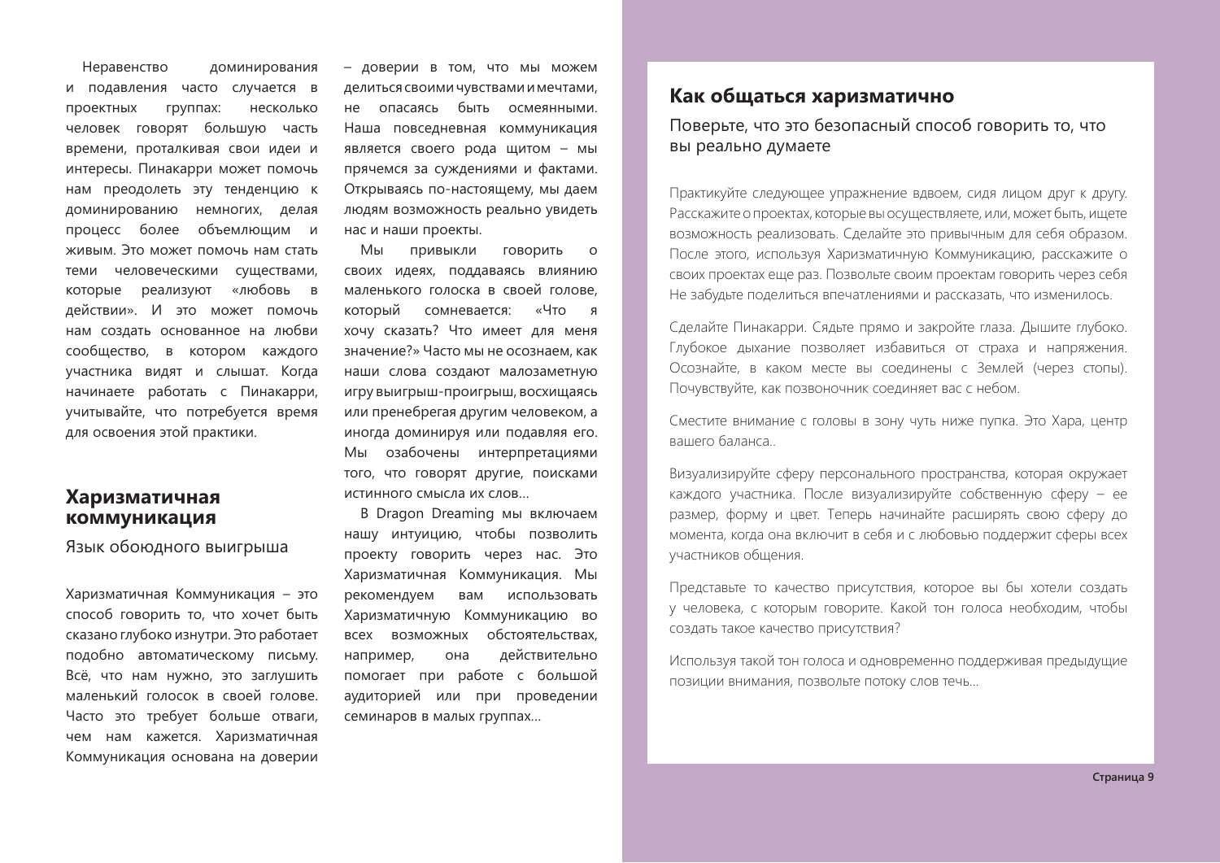Неравенство доминирования и подавления часто случается в проектных группах: несколько человек говорят большую часть времени, проталкивая свои идеи и интересы. Пинакарри может помочь нам преодолеть эту тенденцию к доминированию немногих, делая процесс более объемлющим и живым. Это может помочь нам стать теми человеческими существами, которые реализуют «любовь в действии». И это может помочь нам создать основанное на любви сообщество, в котором каждого участника видят и слышат. Когда начинаете работать с Пинакарри, учитывайте, что потребуется время для освоения этой практики.

## Харизматичная коммуникация

Язык обоюдного выигрыша

Харизматичная Коммуникация – это способ говорить то, что хочет быть сказано глубоко изнутри. Это работает подобно автоматическому письму. Всё, что нам нужно, это заглушить маленький голосок в своей голове. Часто это требует больше отваги, чем нам кажется. Харизматичная Коммуникация основана на доверии – доверии в том, что мы можем делиться своими чувствами и мечтами, не опасаясь быть осмеянными. Наша повседневная коммуникация является своего рода щитом – мы прячемся за суждениями и фактами. Открываясь по-настоящему, мы даем людям возможность реально увидеть нас и наши проекты.

Мы привыкли говорить о своих идеях, поддаваясь влиянию маленького голоска в своей голове, который сомневается: «Что я хочу сказать? Что имеет для меня значение?» Часто мы не осознаем, как наши слова создают малозаметную игру выигрыш-проигрыш, восхищаясь или пренебрегая другим человеком, а иногда доминируя или подавляя его. Мы озабочены интерпретациями того, что говорят другие, поисками истинного смысла их слов…

В Dragon Dreaming мы включаем нашу интуицию, чтобы позволить проекту говорить через нас. Это Харизматичная Коммуникация. Мы рекомендуем вам использовать Харизматичную Коммуникацию во всех возможных обстоятельствах, например, она действительно помогает при работе с большой аудиторией или при проведении семинаров в малых группах…

## Как общаться харизматично

Поверьте, что это безопасный способ говорить то, что вы реально думаете

Практикуйте следующее упражнение вдвоем, сидя лицом друг к другу. Расскажите о проектах, которые вы осуществляете, или, может быть, ищете возможность реализовать. Сделайте это привычным для себя образом. После этого, используя Харизматичную Коммуникацию, расскажите о своих проектах еще раз. Позвольте своим проектам говорить через себя Не забудьте поделиться впечатлениями и рассказать, что изменилось.

Сделайте Пинакарри. Сядьте прямо и закройте глаза. Дышите глубоко. Глубокое дыхание позволяет избавиться от страха и напряжения. Осознайте, в каком месте вы соединены с Землей (через стопы). Почувствуйте, как позвоночник соединяет вас с небом.

Сместите внимание с головы в зону чуть ниже пупка. Это Хара, центр вашего баланса..

Визуализируйте сферу персонального пространства, которая окружает каждого участника. После визуализируйте собственную сферу – ее размер, форму и цвет. Теперь начинайте расширять свою сферу до момента, когда она включит в себя и с любовью поддержит сферы всех участников общения.

Представьте то качество присутствия, которое вы бы хотели создать у человека, с которым говорите. Какой тон голоса необходим, чтобы создать такое качество присутствия?

Используя такой тон голоса и одновременно поддерживая предыдущие позиции внимания, позвольте потоку слов течь…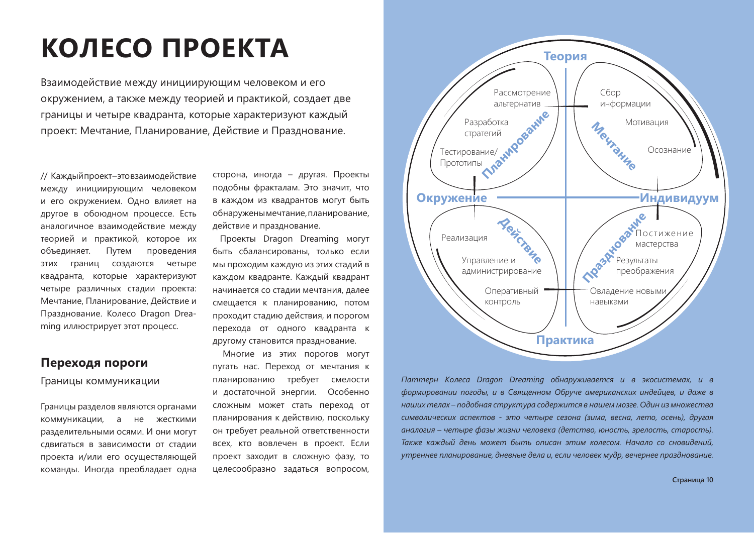# КОЛЕСО ПРОЕКТА

Взаимодействие между инициирующим человеком и его окружением, а также между теорией и практикой, создает две границы и четыре квадранта, которые характеризуют каждый проект: Мечтание, Планирование, Действие и Празднование.

// Каждый проект – это взаимодействие между инициирующим человеком и его окружением. Одно влияет на другое в обоюдном процессе. Есть аналогичное взаимодействие между теорией и практикой, которое их объединяет. Путем проведения этих границ создаются четыре квадранта, которые характеризуют четыре различных стадии проекта: Мечтание, Планирование, Действие и Празднование. Колесо Dragon Dreaming иллюстрирует этот процесс.

## Переходя пороги

### Границы коммуникации

Границы разделов являются органами коммуникации, а не жесткими разделительными осями. И они могут сдвигаться в зависимости от стадии проекта и/или его осуществляющей команды. Иногда преобладает одна сторона, иногда – другая. Проекты подобны фракталам. Это значит, что в каждом из квадрантов могут быть обнаружены мечтание, планирование, действие и празднование.

Проекты Dragon Dreaming могут быть сбалансированы, только если мы проходим каждую из этих стадий в каждом квадранте. Каждый квадрант начинается со стадии мечтания, далее смещается к планированию, потом проходит стадию действия, и порогом перехода от одного квадранта к другому становится празднование.

Многие из этих порогов могут пугать нас. Переход от мечтания к планированию требует смелости и достаточной энергии. Особенно сложным может стать переход от планирования к действию, поскольку он требует реальной ответственности всех, кто вовлечен в проект. Если проект заходит в сложную фазу, то целесообразно задаться вопросом,

Теория

Окружение — Индивидуум

Практика

**Планирование:** Рассмотрение альтернатив; Разработка стратегий; Тестирование/Прототипы

**Мечтание:** Сбор информации; Мотивация; Осознание

**Действие:** Реализация; Управление и администрирование; Оперативный контроль

**Празднование:** Постижение мастерства; Результаты преображения; Овладение новыми навыками

*Паттерн Колеса Dragon Dreaming обнаруживается и в экосистемах, и в формировании погоды, и в Священном Обруче американских индейцев, и даже в наших телах – подобная структура содержится в нашем мозге. Один из множества символических аспектов - это четыре сезона (зима, весна, лето, осень), другая аналогия – четыре фазы жизни человека (детство, юность, зрелость, старость). Также каждый день может быть описан этим колесом. Начало со сновидений, утреннее планирование, дневные дела и, если человек мудр, вечернее празднование.*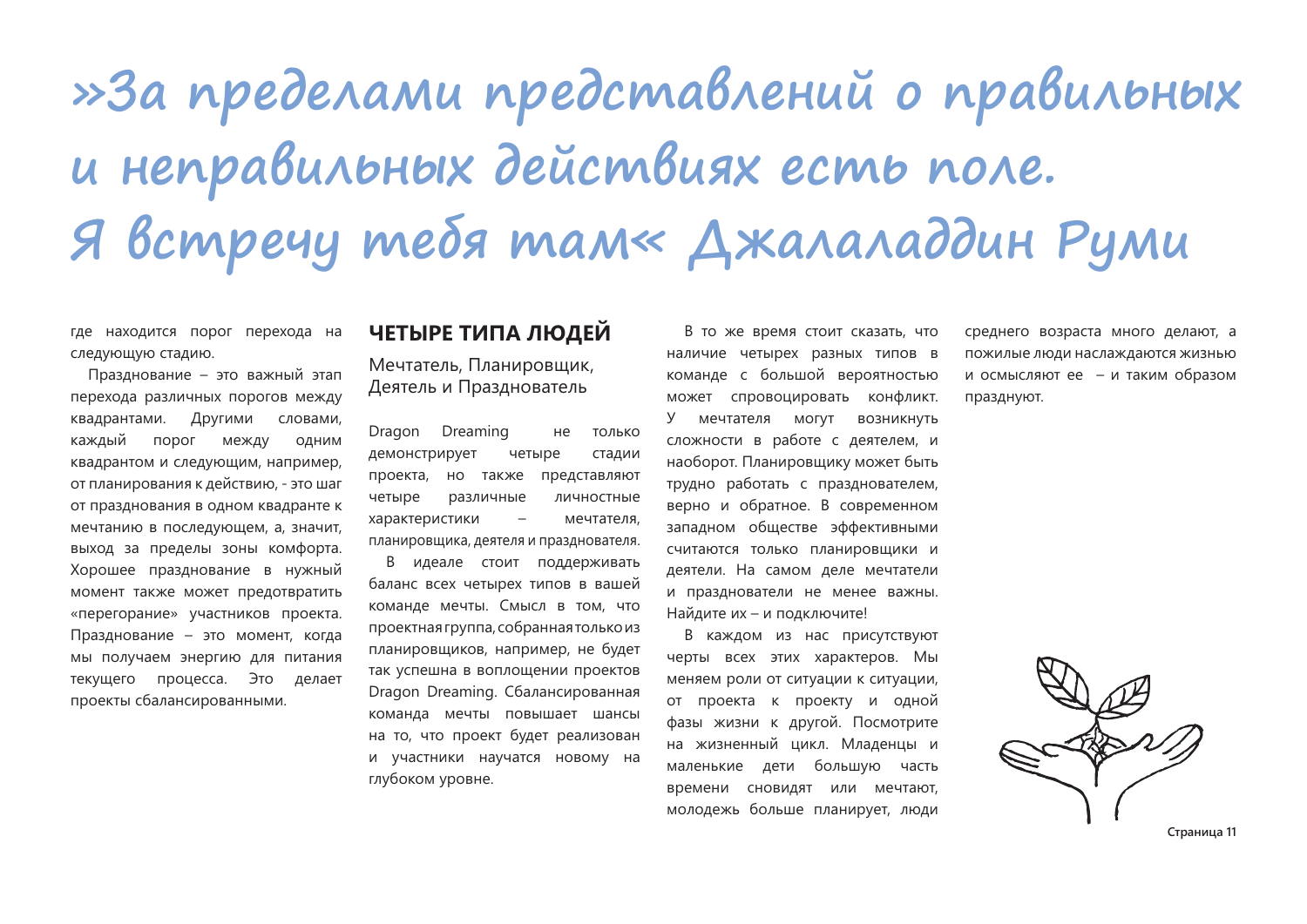# »За пределами представлений о правильных и неправильных действиях есть поле. Я встречу тебя там« Джалаладдин Руми

где находится порог перехода на следующую стадию.

Празднование – это важный этап перехода различных порогов между квадрантами. Другими словами, каждый порог между одним квадрантом и следующим, например, от планирования к действию, - это шаг от празднования в одном квадранте к мечтанию в последующем, а, значит, выход за пределы зоны комфорта. Хорошее празднование в нужный момент также может предотвратить «перегорание» участников проекта. Празднование – это момент, когда мы получаем энергию для питания текущего процесса. Это делает проекты сбалансированными.

## ЧЕТЫРЕ ТИПА ЛЮДЕЙ

Мечтатель, Планировщик, Деятель и Празднователь

Dragon Dreaming не только демонстрирует четыре стадии проекта, но также представляют четыре различные личностные характеристики – мечтателя, планировщика, деятеля и празднователь.

В идеале стоит поддерживать баланс всех четырех типов в вашей команде мечты. Смысл в том, что проектная группа, собранная только из планировщиков, например, не будет так успешна в воплощении проектов Dragon Dreaming. Сбалансированная команда мечты повышает шансы на то, что проект будет реализован и участники научатся новому на глубоком уровне.

В то же время стоит сказать, что наличие четырех разных типов в команде с большой вероятностью может спровоцировать конфликт. У мечтателя могут возникнуть сложности в работе с деятелем, и наоборот. Планировщику может быть трудно работать с праздновaтелем, верно и обратное. В современном западном обществе эффективными считаются только планировщики и деятели. На самом деле мечтатели и празднователи не менее важны. Найдите их – и подключите!

В каждом из нас присутствуют черты всех этих характеров. Мы меняем роли от ситуации к ситуации, от проекта к проекту и одной фазы жизни к другой. Посмотрите на жизненный цикл. Младенцы и маленькие дети большую часть времени сновидят или мечтают, молодежь больше планирует, люди среднего возраста много делают, а пожилые люди наслаждаются жизнью и осмысляют ее – и таким образом празднуют.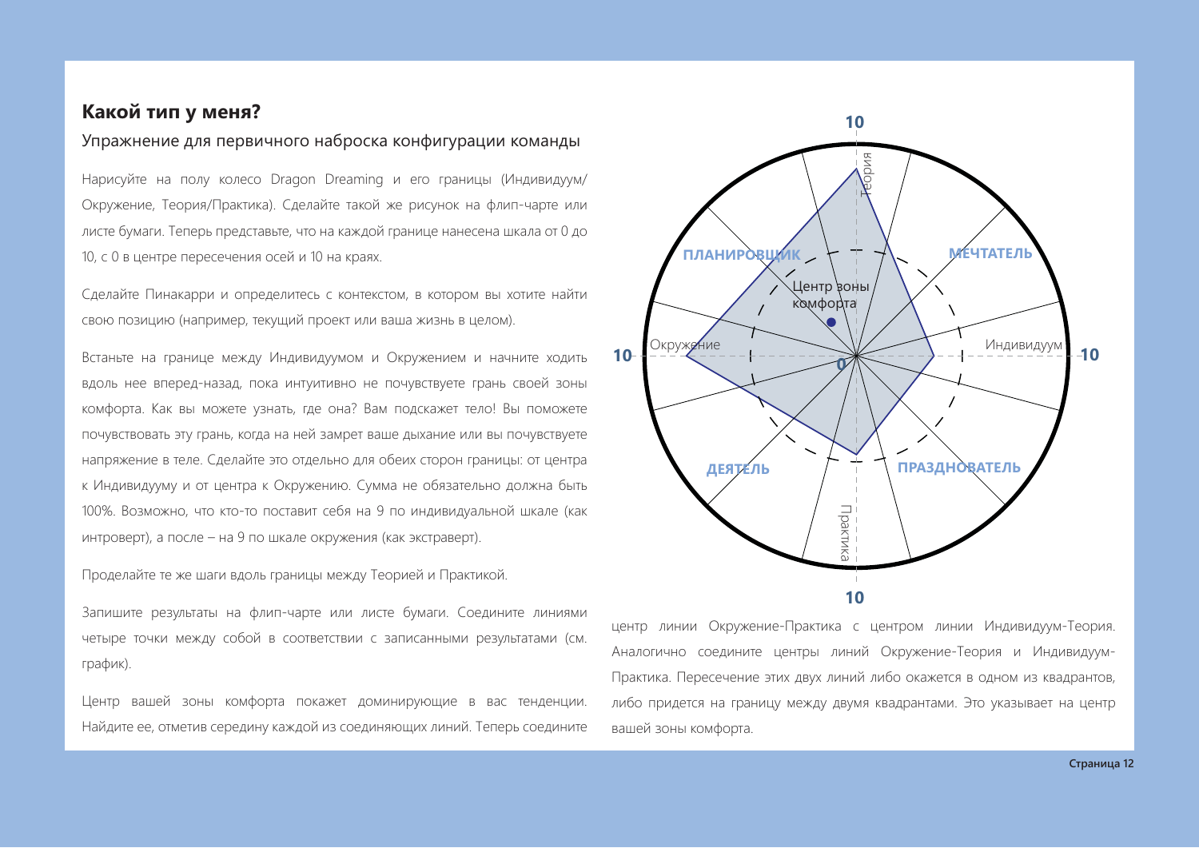## Какой тип у меня?

### Упражнение для первичного наброска конфигурации команды

Нарисуйте на полу колесо Dragon Dreaming и его границы (Индивидуум/Окружение, Теория/Практика). Сделайте такой же рисунок на флип-чарте или листе бумаги. Теперь представьте, что на каждой границе нанесена шкала от 0 до 10, с 0 в центре пересечения осей и 10 на краях.

Сделайте Пинакарри и определитесь с контекстом, в котором вы хотите найти свою позицию (например, текущий проект или ваша жизнь в целом).

Встаньте на границе между Индивидуумом и Окружением и начните ходить вдоль нее вперед-назад, пока интуитивно не почувствуете грань своей зоны комфорта. Как вы можете узнать, где она? Вам подскажет тело! Вы поможете почувствовать эту грань, когда на ней замрет ваше дыхание или вы почувствуете напряжение в теле. Сделайте это отдельно для обеих сторон границы: от центра к Индивидууму и от центра к Окружению. Сумма не обязательно должна быть 100%. Возможно, что кто-то поставит себя на 9 по индивидуальной шкале (как интроверт), а после – на 9 по шкале окружения (как экстраверт).

Проделайте те же шаги вдоль границы между Теорией и Практикой.

Запишите результаты на флип-чарте или листе бумаги. Соедините линиями четыре точки между собой в соответствии с записанными результатами (см. график).

Центр вашей зоны комфорта покажет доминирующие в вас тенденции. Найдите ее, отметив середину каждой из соединяющих линий. Теперь соедините центр линии Окружение-Практика с центром линии Индивидуум-Теория. Аналогично соедините центры линий Окружение-Теория и Индивидуум-Практика. Пересечение этих двух линий либо окажется в одном из квадрантов, либо придется на границу между двумя квадрантами. Это указывает на центр вашей зоны комфорта.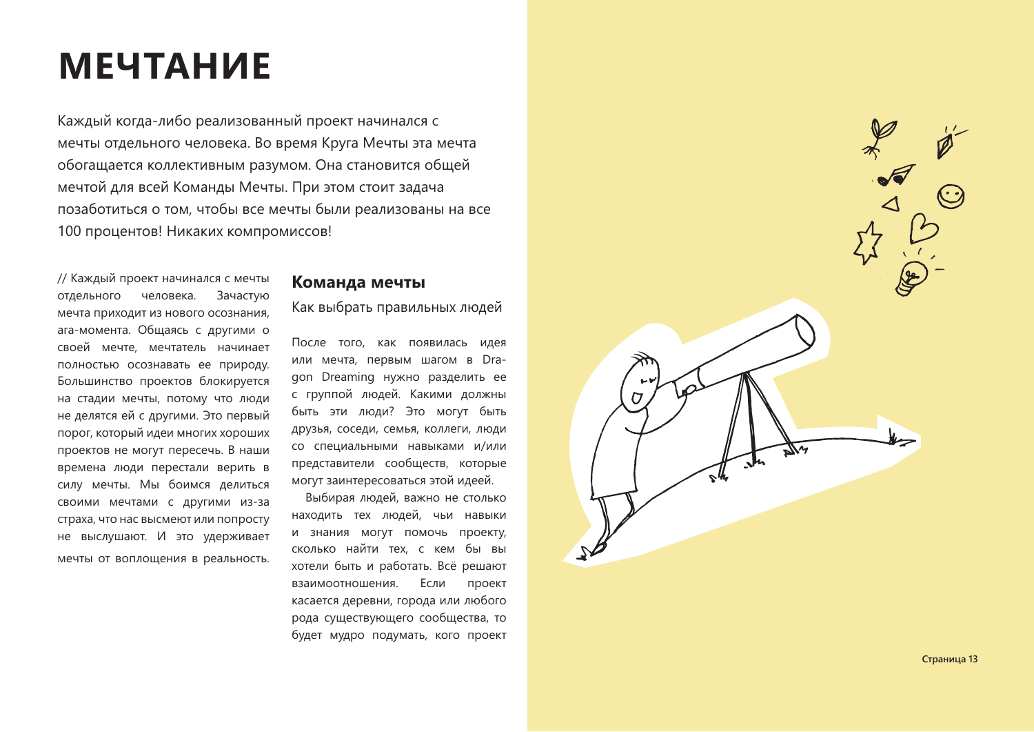# МЕЧТАНИЕ

Каждый когда-либо реализованный проект начинался с мечты отдельного человека. Во время Круга Мечты эта мечта обогащается коллективным разумом. Она становится общей мечтой для всей Команды Мечты. При этом стоит задача позаботиться о том, чтобы все мечты были реализованы на все 100 процентов! Никаких компромиссов!

// Каждый проект начинался с мечты отдельного человека. Зачастую мечта приходит из нового осознания, ага-момента. Общаясь с другими о своей мечте, мечтатель начинает полностью осознавать ее природу. Большинство проектов блокируется на стадии мечты, потому что люди не делятся ей с другими. Это первый порог, который идеи многих хороших проектов не могут пересечь. В наши времена люди перестали верить в силу мечты. Мы боимся делиться своими мечтами с другими из-за страха, что нас высмеют или попросту не выслушают. И это удерживает мечты от воплощения в реальность.

## Команда мечты

Как выбрать правильных людей

После того, как появилась идея или мечта, первым шагом в Dragon Dreaming нужно разделить ее с группой людей. Какими должны быть эти люди? Это могут быть друзья, соседи, семья, коллеги, люди со специальными навыками и/или представители сообществ, которые могут заинтересоваться этой идеей.

Выбирая людей, важно не столько находить тех людей, чьи навыки и знания могут помочь проекту, сколько найти тех, с кем бы вы хотели быть и работать. Всё решают взаимоотношения. Если проект касается деревни, города или любого рода существующего сообщества, то будет мудро подумать, кого проект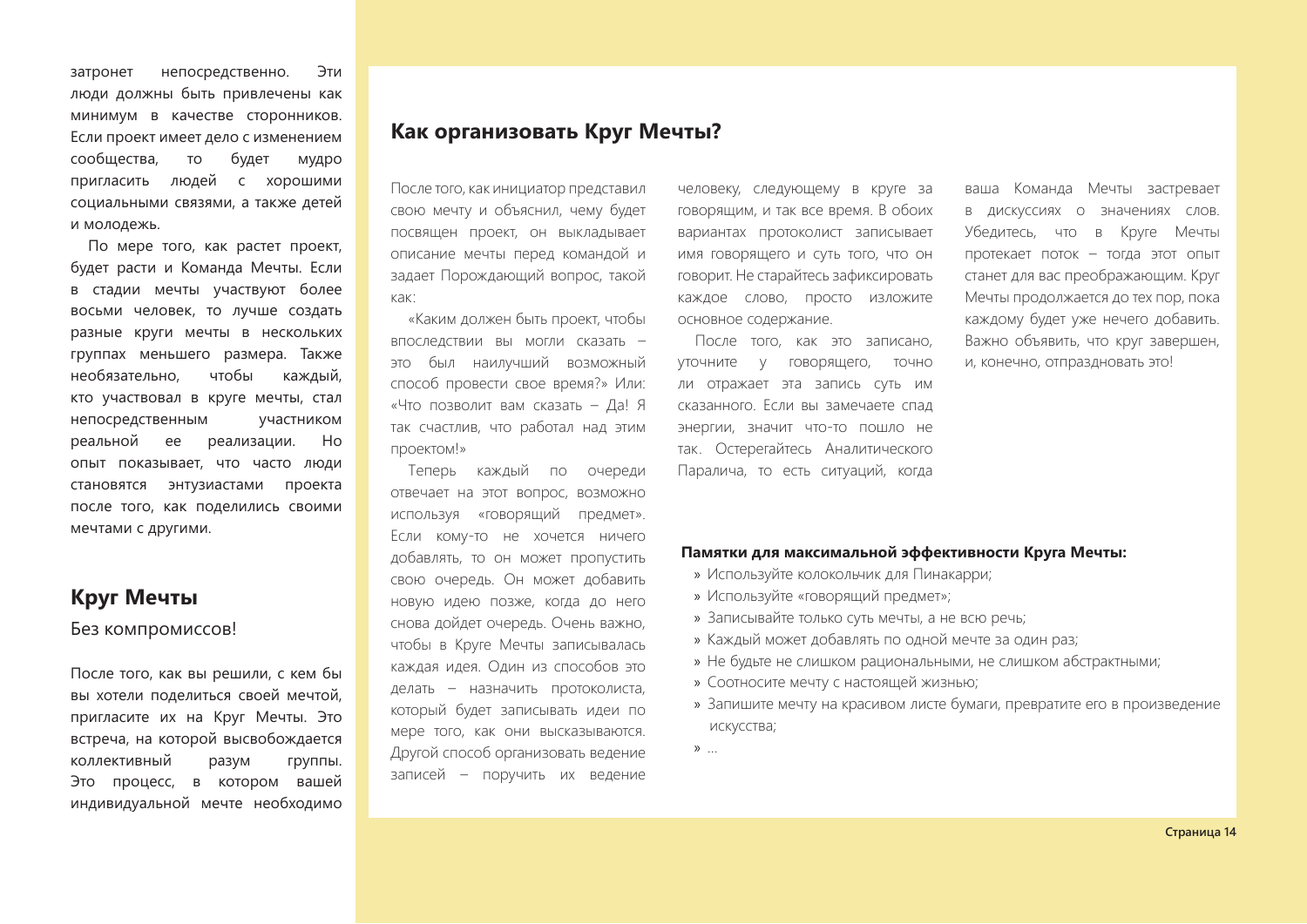затронет непосредственно. Эти люди должны быть привлечены как минимум в качестве сторонников. Если проект имеет дело с изменением сообщества, то будет мудро пригласить людей с хорошими социальными связями, а также детей и молодежь.

По мере того, как растет проект, будет расти и Команда Мечты. Если в стадии мечты участвуют более восьми человек, то лучше создать разные круги мечты в нескольких группах меньшего размера. Также необязательно, чтобы каждый, кто участвовал в круге мечты, стал непосредственным участником реальной ее реализации. Но опыт показывает, что часто люди становятся энтузиастами проекта после того, как поделились своими мечтами с другими.

## Круг Мечты

Без компромиссов!

После того, как вы решили, с кем бы вы хотели поделиться своей мечтой, пригласите их на Круг Мечты. Это встреча, на которой высвобождается коллективный разум группы. Это процесс, в котором вашей индивидуальной мечте необходимо

## Как организовать Круг Мечты?

После того, как инициатор представил свою мечту и объяснил, чему будет посвящен проект, он выкладывает описание мечты перед командой и задает Порождающий вопрос, такой как:

«Каким должен быть проект, чтобы впоследствии вы могли сказать – это был наилучший возможный способ провести свое время?» Или: «Что позволит вам сказать – Да! Я так счастлив, что работал над этим проектом!»

Теперь каждый по очереди отвечает на этот вопрос, возможно используя «говорящий предмет». Если кому-то не хочется ничего добавлять, то он может пропустить свою очередь. Он может добавить новую идею позже, когда до него снова дойдет очередь. Очень важно, чтобы в Круге Мечты записывалась каждая идея. Один из способов это делать – назначить протоколиста, который будет записывать идеи по мере того, как они высказываются. Другой способ организовать ведение записей – поручить их ведение человеку, следующему в круге за говорящим, и так все время. В обоих вариантах протоколист записывает имя говорящего и суть того, что он говорит. Не старайтесь зафиксировать каждое слово, просто изложите основное содержание.

После того, как это записано, уточните у говорящего, точно ли отражает эта запись суть им сказанного. Если вы замечаете спад энергии, значит что-то пошло не так. Остерегайтесь Аналитического Паралича, то есть ситуаций, когда ваша Команда Мечты застревает в дискуссиях о значениях слов. Убедитесь, что в Круге Мечты протекает поток – тогда этот опыт станет для вас преображающим. Круг Мечты продолжается до тех пор, пока каждому будет уже нечего добавить. Важно объявить, что круг завершен, и, конечно, отпраздновать это!

**Памятки для максимальной эффективности Круга Мечты:**

- Используйте колокольчик для Пинакарри;
- Используйте «говорящий предмет»;
- Записывайте только суть мечты, а не всю речь;
- Каждый может добавлять по одной мечте за один раз;
- Не будьте не слишком рациональными, не слишком абстрактными;
- Соотносите мечту с настоящей жизнью;
- Запишите мечту на красивом листе бумаги, превратите его в произведение искусства;
- ...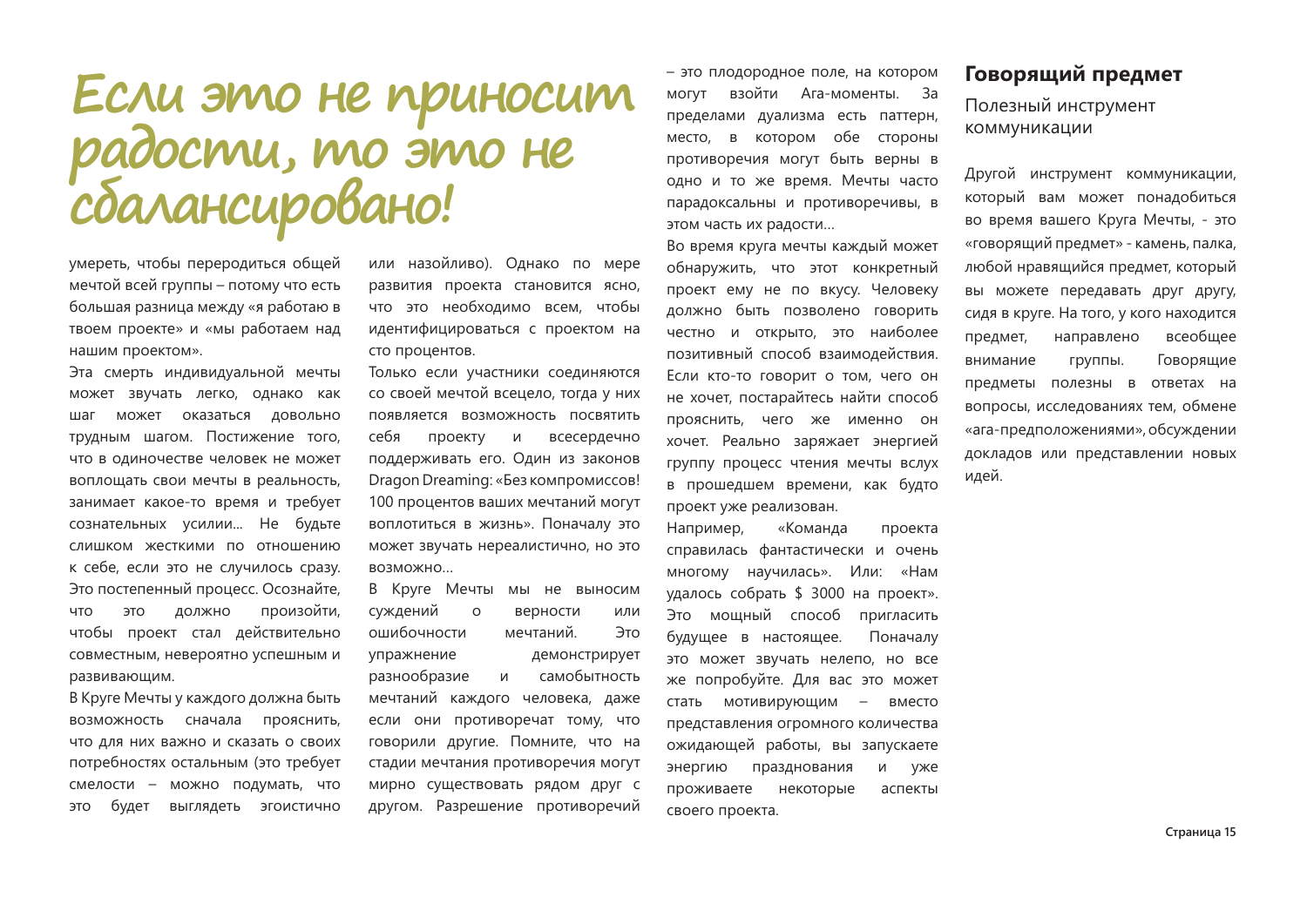# Если это не приносит радости, то это не сбалансировано!

умереть, чтобы переродиться общей мечтой всей группы – потому что есть большая разница между «я работаю в твоем проекте» и «мы работаем над нашим проектом».

Эта смерть индивидуальной мечты может звучать легко, однако как шаг может оказаться довольно трудным шагом. Постижение того, что в одиночестве человек не может воплощать свои мечты в реальность, занимает какое-то время и требует сознательных усилии... Не будьте слишком жесткими по отношению к себе, если это не случилось сразу. Это постепенный процесс. Осознайте, что это должно произойти, чтобы проект стал действительно совместным, невероятно успешным и развивающим.

В Круге Мечты у каждого должна быть возможность сначала прояснить, что для них важно и сказать о своих потребностях остальным (это требует смелости – можно подумать, что это будет выглядеть эгоистично или назойливо). Однако по мере развития проекта становится ясно, что это необходимо всем, чтобы идентифицироваться с проектом на сто процентов.

Только если участники соединяются со своей мечтой всецело, тогда у них появляется возможность посвятить себя проекту и всесердечно поддерживать его. Один из законов Dragon Dreaming: «Без компромиссов! 100 процентов ваших мечтаний могут воплотиться в жизнь». Поначалу это может звучать нереалистично, но это возможно...

В Круге Мечты мы не выносим суждений о верности или ошибочности мечтаний. Это упражнение демонстрирует разнообразие и самобытность мечтаний каждого человека, даже если они противоречат тому, что говорили другие. Помните, что на стадии мечтания противоречия могут мирно существовать рядом друг с другом. Разрешение противоречий – это плодородное поле, на котором могут взойти Ага-моменты. За пределами дуализма есть паттерн, место, в котором обе стороны противоречия могут быть верны в одно и то же время. Мечты часто парадоксальны и противоречивы, в этом часть их радости...

Во время круга мечты каждый может обнаружить, что этот конкретный проект ему не по вкусу. Человеку должно быть позволено говорить честно и открыто, это наиболее позитивный способ взаимодействия. Если кто-то говорит о том, чего он не хочет, постарайтесь найти способ прояснить, чего же именно он хочет. Реально заряжает энергией группу процесс чтения мечты вслух в прошедшем времени, как будто проект уже реализован.

Например, «Команда проекта справилась фантастически и очень многому научилась». Или: «Нам удалось собрать $ 3000 на проект». Это мощный способ пригласить будущее в настоящее. Поначалу это может звучать нелепо, но все же попробуйте. Для вас это может стать мотивирующим – вместо представления огромного количества ожидающей работы, вы запускаете энергию празднования и уже проживаете некоторые аспекты своего проекта.

## Говорящий предмет

Полезный инструмент коммуникации

Другой инструмент коммуникации, который вам может понадобиться во время вашего Круга Мечты, - это «говорящий предмет» - камень, палка, любой нравящийся предмет, который вы можете передавать друг другу, сидя в круге. На того, у кого находится предмет, направлено всеобщее внимание группы. Говорящие предметы полезны в ответах на вопросы, исследованиях тем, обмене «ага-предположениями», обсуждении докладов или представлении новых идей.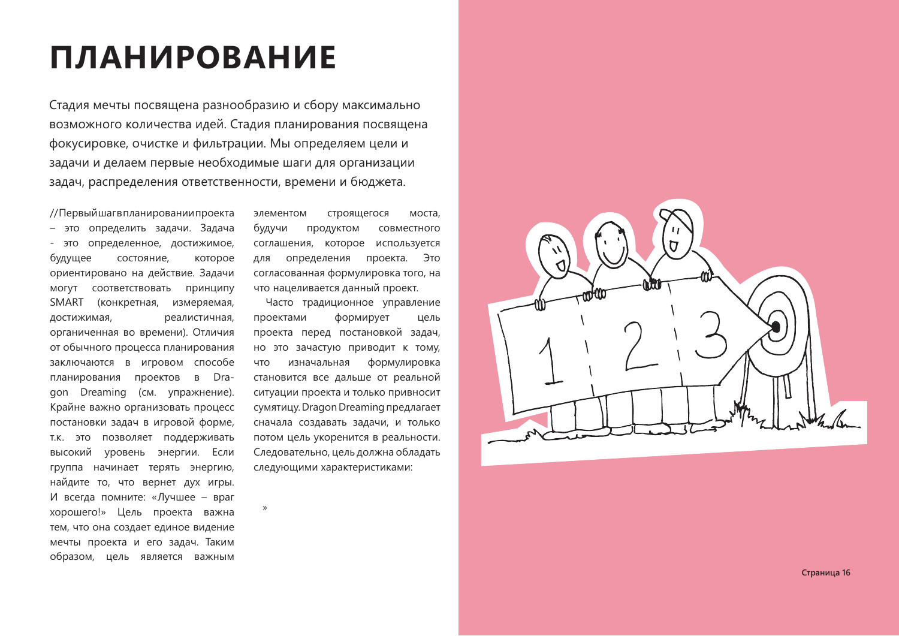# ПЛАНИРОВАНИЕ

Стадия мечты посвящена разнообразию и сбору максимально возможного количества идей. Стадия планирования посвящена фокусировке, очистке и фильтрации. Мы определяем цели и задачи и делаем первые необходимые шаги для организации задач, распределения ответственности, времени и бюджета.

//Первый шаг в планировании проекта – это определить задачи. Задача - это определенное, достижимое, будущее состояние, которое ориентировано на действие. Задачи могут соответствовать принципу SMART (конкретная, измеряемая, достижимая, реалистичная, органиченная во времени). Отличия от обычного процесса планирования заключаются в игровом способе планирования проектов в Dragon Dreaming (см. упражнение). Крайне важно организовать процесс постановки задач в игровой форме, т.к. это позволяет поддерживать высокий уровень энергии. Если группа начинает терять энергию, найдите то, что вернет дух игры. И всегда помните: «Лучшее – враг хорошего!» Цель проекта важна тем, что она создает единое видение мечты проекта и его задач. Таким образом, цель является важным элементом строящегося моста, будучи продуктом совместного соглашения, которое используется для определения проекта. Это согласованная формулировка того, на что нацеливается данный проект.

Часто традиционное управление проектами формирует цель проекта перед постановкой задач, но это зачастую приводит к тому, что изначальная формулировка становится все дальше от реальной ситуации проекта и только привносит сумятицу. Dragon Dreaming предлагает сначала создавать задачи, и только потом цель укоренится в реальности. Следовательно, цель должна обладать следующими характеристиками:

»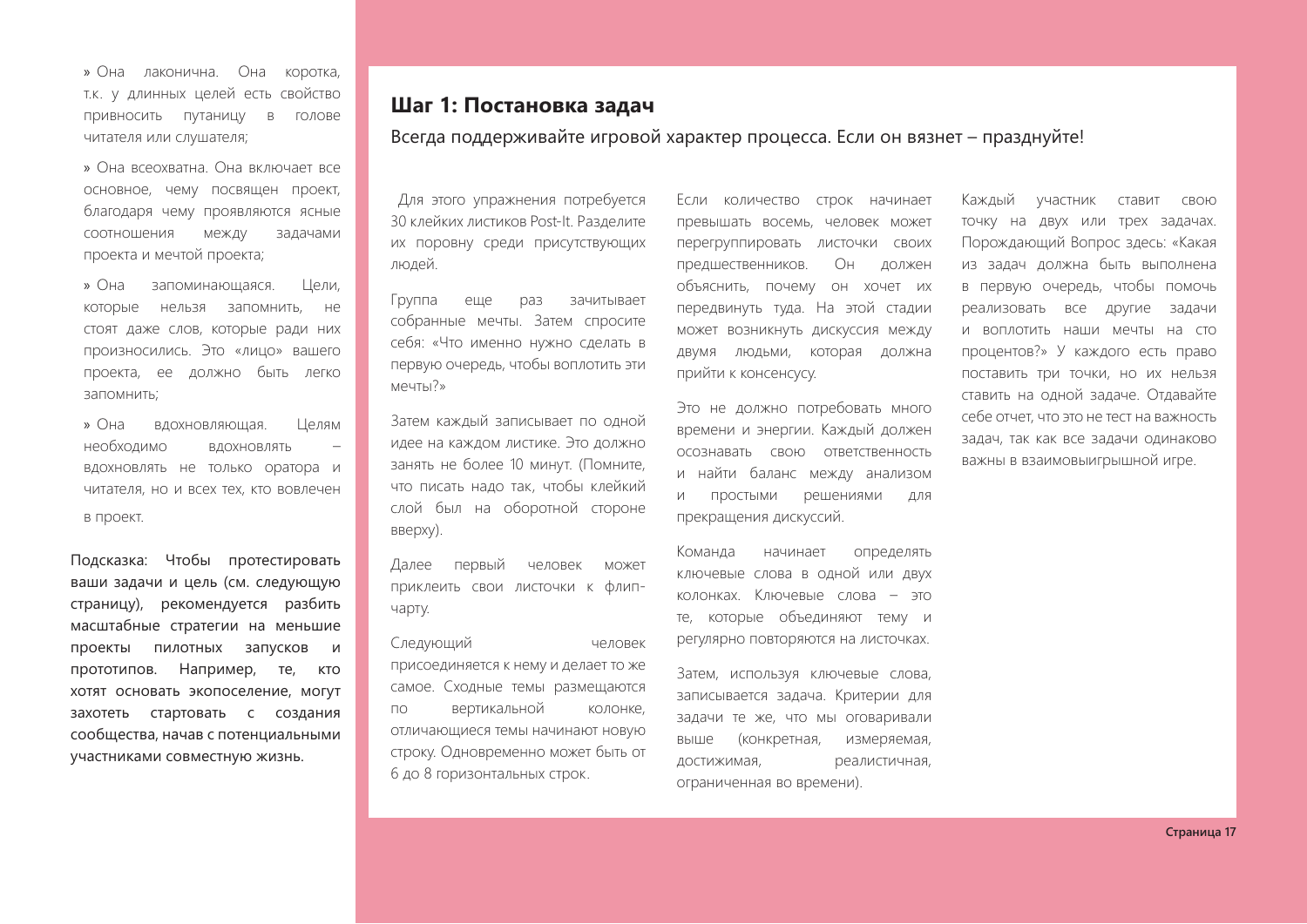» Она лаконична. Она коротка, т.к. у длинных целей есть свойство привносить путаницу в голове читателя или слушателя;

» Она всеохватна. Она включает все основное, чему посвящен проект, благодаря чему проявляются ясные соотношения между задачами проекта и мечтой проекта;

» Она запоминающаяся. Цели, которые нельзя запомнить, не стоят даже слов, которые ради них произносились. Это «лицо» вашего проекта, ее должно быть легко запомнить;

» Она вдохновляющая. Целям необходимо вдохновлять – вдохновлять не только оратора и читателя, но и всех тех, кто вовлечен в проект.

Подсказка: Чтобы протестировать ваши задачи и цель (см. следующую страницу), рекомендуется разбить масштабные стратегии на меньшие проекты пилотных запусков и прототипов. Например, те, кто хотят основать экопоселение, могут захотеть стартовать с создания сообщества, начав с потенциальными участниками совместную жизнь.

## Шаг 1: Постановка задач

Всегда поддерживайте игровой характер процесса. Если он вязнет – празднуйте!

Для этого упражнения потребуется 30 клейких листиков Post-It. Разделите их поровну среди присутствующих людей.

Группа еще раз зачитывает собранные мечты. Затем спросите себя: «Что именно нужно сделать в первую очередь, чтобы воплотить эти мечты?»

Затем каждый записывает по одной идее на каждом листике. Это должно занять не более 10 минут. (Помните, что писать надо так, чтобы клейкий слой был на оборотной стороне вверху).

Далее первый человек может приклеить свои листочки к флип-чарту.

Следующий человек присоединяется к нему и делает то же самое. Сходные темы размещаются по вертикальной колонке, отличающиеся темы начинают новую строку. Одновременно может быть от 6 до 8 горизонтальных строк.

Если количество строк начинает превышать восемь, человек может перегруппировать листочки своих предшественников. Он должен объяснить, почему он хочет их передвинуть туда. На этой стадии может возникнуть дискуссия между двумя людьми, которая должна прийти к консенсусу.

Это не должно потребовать много времени и энергии. Каждый должен осознавать свою ответственность и найти баланс между анализом и простыми решениями для прекращения дискуссий.

Команда начинает определять ключевые слова в одной или двух колонках. Ключевые слова – это те, которые объединяют тему и регулярно повторяются на листочках.

Затем, используя ключевые слова, записывается задача. Критерии для задачи те же, что мы оговаривали выше (конкретная, измеряемая, достижимая, реалистичная, ограниченная во времени).

Каждый участник ставит свою точку на двух или трех задачах. Порождающий Вопрос здесь: «Какая из задач должна быть выполнена в первую очередь, чтобы помочь реализовать все другие задачи и воплотить наши мечты на сто процентов?» У каждого есть право поставить три точки, но их нельзя ставить на одной задаче. Отдавайте себе отчет, что это не тест на важность задач, так как все задачи одинаково важны в взаимовыигрышной игре.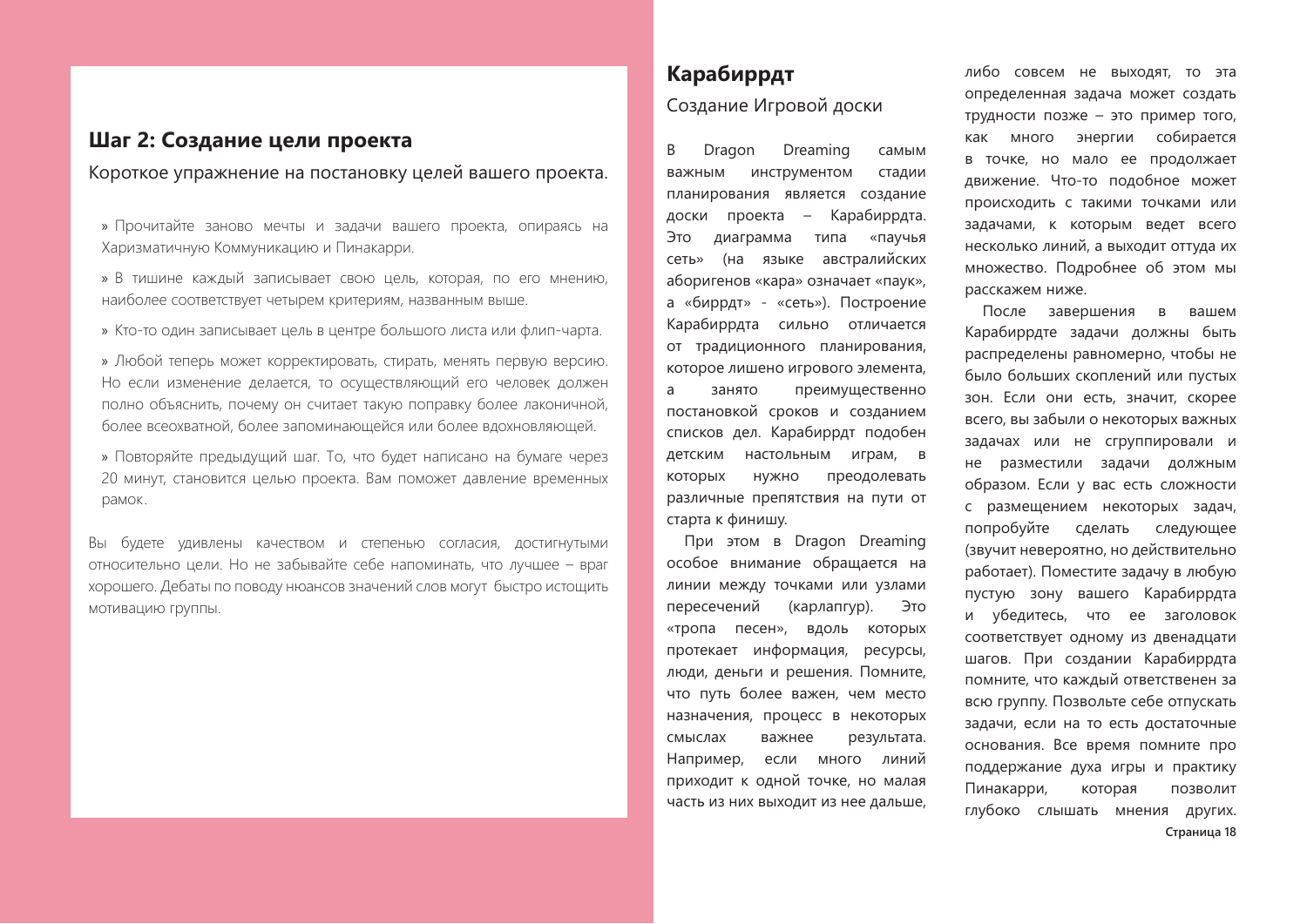## Шаг 2: Создание цели проекта

Короткое упражнение на постановку целей вашего проекта.

» Прочитайте заново мечты и задачи вашего проекта, опираясь на Харизматичную Коммуникацию и Пинакарри.

» В тишине каждый записывает свою цель, которая, по его мнению, наиболее соответствует четырем критериям, названным выше.

» Кто-то один записывает цель в центре большого листа или флип-чарта.

» Любой теперь может корректировать, стирать, менять первую версию. Но если изменение делается, то осуществляющий его человек должен полно объяснить, почему он считает такую поправку более лаконичной, более всеохватной, более запоминающейся или более вдохновляющей.

» Повторяйте предыдущий шаг. То, что будет написано на бумаге через 20 минут, становится целью проекта. Вам поможет давление временных рамок.

Вы будете удивлены качеством и степенью согласия, достигнутыми относительно цели. Но не забывайте себе напоминать, что лучшее – враг хорошего. Дебаты по поводу нюансов значений слов могут быстро истощить мотивацию группы.

## Карабиррдт

### Создание Игровой доски

В Dragon Dreaming самым важным инструментом стадии планирования является создание доски проекта – Карабиррдта. Это диаграмма типа «паучья сеть» (на языке австралийских аборигенов «кара» означает «паук», а «биррдт» - «сеть»). Построение Карабиррдта сильно отличается от традиционного планирования, которое лишено игрового элемента, а занято преимущественно постановкой сроков и созданием списков дел. Карабиррдт подобен детским настольным играм, в которых нужно преодолевать различные препятствия на пути от старта к финишу.

При этом в Dragon Dreaming особое внимание обращается на линии между точками или узлами пересечений (карлапгур). Это «тропа песен», вдоль которых протекает информация, ресурсы, люди, деньги и решения. Помните, что путь более важен, чем место назначения, процесс в некоторых смыслах важнее результата. Например, если много линий приходит к одной точке, но малая часть из них выходит из нее дальше, либо совсем не выходят, то эта определенная задача может создать трудности позже – это пример того, как много энергии собирается в точке, но мало ее продолжает движение. Что-то подобное может происходить с такими точками или задачами, к которым ведет всего несколько линий, а выходит оттуда их множество. Подробнее об этом мы расскажем ниже.

После завершения в вашем Карабиррдте задачи должны быть распределены равномерно, чтобы не было больших скоплений или пустых зон. Если они есть, значит, скорее всего, вы забыли о некоторых важных задачах или не сгруппировали и не разместили задачи должным образом. Если у вас есть сложности с размещением некоторых задач, попробуйте сделать следующее (звучит невероятно, но действительно работает). Поместите задачу в любую пустую зону вашего Карабиррдта и убедитесь, что ее заголовок соответствует одному из двенадцати шагов. При создании Карабиррдта помните, что каждый ответственен за всю группу. Позвольте себе отпускать задачи, если на то есть достаточные основания. Все время помните про поддержание духа игры и практику Пинакарри, которая позволит глубоко слышать мнения других.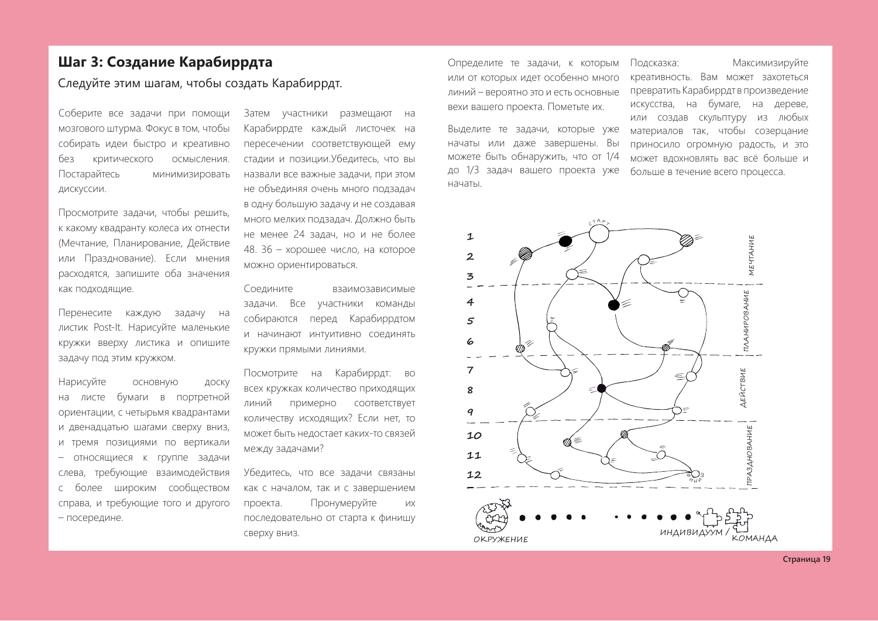## Шаг 3: Создание Карабиррдта

Следуйте этим шагам, чтобы создать Карабиррдт.

Соберите все задачи при помощи мозгового штурма. Фокус в том, чтобы собирать идеи быстро и креативно без критического осмысления. Постарайтесь минимизировать дискуссии.

Просмотрите задачи, чтобы решить, к какому квадранту колеса их отнести (Мечтание, Планирование, Действие или Празднование). Если мнения расходятся, запишите оба значения как подходящие.

Перенесите каждую задачу на листик Post-It. Нарисуйте маленькие кружки вверху листика и опишите задачу под этим кружком.

Нарисуйте основную доску на листе бумаги в портретной ориентации, с четырьмя квадрантами и двенадцатью шагами сверху вниз, и тремя позициями по вертикали – относящиеся к группе задачи слева, требующие взаимодействия с более широким сообществом справа, и требующие того и другого – посередине.

Затем участники размещают на Карабиррдте каждый листочек на пересечении соответствующей ему стадии и позиции.Убедитесь, что вы назвали все важные задачи, при этом не объединяя очень много подзадач в одну большую задачу и не создавая много мелких подзадач. Должно быть не менее 24 задач, но и не более 48. 36 – хорошее число, на которое можно ориентироваться.

Соедините взаимозависимые задачи. Все участники команды собираются перед Карабиррдтом и начинают интуитивно соединять кружки прямыми линиями.

Посмотрите на Карабиррдт: во всех кружках количество приходящих линий примерно соответствует количеству исходящих? Если нет, то может быть недостает каких-то связей между задачами?

Убедитесь, что все задачи связаны как с началом, так и с завершением проекта. Пронумеруйте их последовательно от старта к финишу сверху вниз.

Определите те задачи, к которым или от которых идет особенно много линий – вероятно это и есть основные вехи вашего проекта. Пометьте их.

Выделите те задачи, которые уже начаты или даже завершены. Вы можете быть обнаружить, что от 1/4 до 1/3 задач вашего проекта уже начаты.

Подсказка: Максимизируйте креативность. Вам может захотеться превратить Карабиррдт в произведение искусства, на бумаге, на дереве, или создав скульптуру из любых материалов так, чтобы созерцание приносило огромную радость, и это может вдохновлять вас всё больше и больше в течение всего процесса.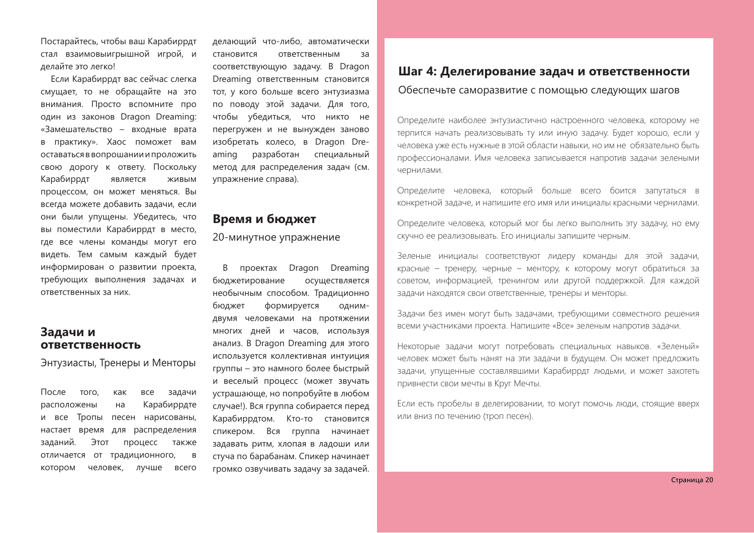Постарайтесь, чтобы ваш Карабиррдт стал взаимовыигрышной игрой, и делайте это легко!

Если Карабиррдт вас сейчас слегка смущает, то не обращайте на это внимания. Просто вспомните про один из законов Dragon Dreaming: «Замешательство – входные врата в практику». Хаос поможет вам оставаться в вопрошании и проложить свою дорогу к ответу. Поскольку Карабиррдт является живым процессом, он может меняться. Вы всегда можете добавить задачи, если они были упущены. Убедитесь, что вы поместили Карабиррдт в место, где все члены команды могут его видеть. Тем самым каждый будет информирован о развитии проекта, требующих выполнения задачах и ответственных за них.

## Задачи и ответственность

Энтузиасты, Тренеры и Менторы

После того, как все задачи расположены на Карабиррдте и все Тропы песен нарисованы, настает время для распределения заданий. Этот процесс также отличается от традиционного, в котором человек, лучше всего делающий что-либо, автоматически становится ответственным за соответствующую задачу. В Dragon Dreaming ответственным становится тот, у кого больше всего энтузиазма по поводу этой задачи. Для того, чтобы убедиться, что никто не перегружен и не вынужден заново изобретать колесо, в Dragon Dreaming разработан специальный метод для распределения задач (см. упражнение справа).

## Время и бюджет

20-минутное упражнение

В проектах Dragon Dreaming бюджетирование осуществляется необычным способом. Традиционно бюджет формируется одним-двумя человеками на протяжении многих дней и часов, используя анализ. В Dragon Dreaming для этого используется коллективная интуиция группы – это намного более быстрый и веселый процесс (может звучать устрашающе, но попробуйте в любом случае!). Вся группа собирается перед Карабиррдтом. Кто-то становится спикером. Вся группа начинает задавать ритм, хлопая в ладоши или стуча по барабанам. Спикер начинает громко озвучивать задачу за задачей.

## Шаг 4: Делегирование задач и ответственности

Обеспечьте саморазвитие с помощью следующих шагов

Определите наиболее энтузиастично настроенного человека, которому не терпится начать реализовывать ту или иную задачу. Будет хорошо, если у человека уже есть нужные в этой области навыки, но им не обязательно быть профессионалами. Имя человека записывается напротив задачи зелеными чернилами.

Определите человека, который больше всего боится запутаться в конкретной задаче, и напишите его имя или инициалы красными чернилами.

Определите человека, который мог бы легко выполнить эту задачу, но ему скучно ее реализовывать. Его инициалы запишите черным.

Зеленые инициалы соответствуют лидеру команды для этой задачи, красные – тренеру, черные – ментору, к которому могут обратиться за советом, информацией, тренингом или другой поддержкой. Для каждой задачи находятся свои ответственные, тренеры и менторы.

Задачи без имен могут быть задачами, требующими совместного решения всеми участниками проекта. Напишите «Все» зеленым напротив задачи.

Некоторые задачи могут потребовать специальных навыков. «Зеленый» человек может быть нанят на эти задачи в будущем. Он может предложить задачи, упущенные составлявшими Карабиррдт людьми, и может захотеть привнести свои мечты в Круг Мечты.

Если есть пробелы в делегировании, то могут помочь люди, стоящие вверх или вниз по течению (троп песен).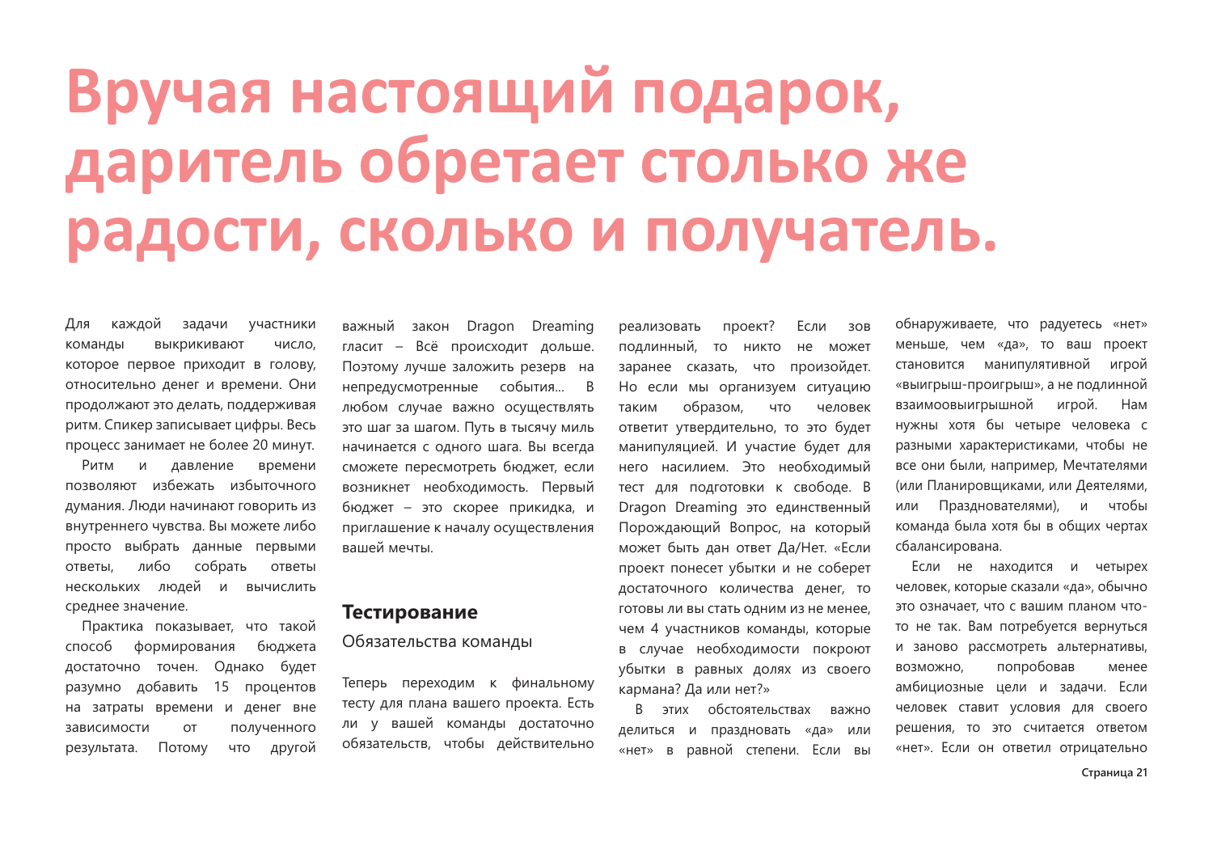# Вручая настоящий подарок, даритель обретает столько же радости, сколько и получатель.

Для каждой задачи участники команды выкрикивают число, которое первое приходит в голову, относительно денег и времени. Они продолжают это делать, поддерживая ритм. Спикер записывает цифры. Весь процесс занимает не более 20 минут.

Ритм и давление времени позволяют избежать избыточного думания. Люди начинают говорить из внутреннего чувства. Вы можете либо просто выбрать данные первыми ответы, либо собрать ответы нескольких людей и вычислить среднее значение.

Практика показывает, что такой способ формирования бюджета достаточно точен. Однако будет разумно добавить 15 процентов на затраты времени и денег вне зависимости от полученного результата. Потому что другой важный закон Dragon Dreaming гласит – Всё происходит дольше. Поэтому лучше заложить резерв на непредусмотренные события... В любом случае важно осуществлять это шаг за шагом. Путь в тысячу миль начинается с одного шага. Вы всегда сможете пересмотреть бюджет, если возникнет необходимость. Первый бюджет – это скорее прикидка, и приглашение к началу осуществления вашей мечты.

## Тестирование

### Обязательства команды

Теперь переходим к финальному тесту для плана вашего проекта. Есть ли у вашей команды достаточно обязательств, чтобы действительно реализовать проект? Если зов подлинный, то никто не может заранее сказать, что произойдет. Но если мы организуем ситуацию таким образом, что человек ответит утвердительно, то это будет манипуляцией. И участие будет для него насилием. Это необходимый тест для подготовки к свободе. В Dragon Dreaming это единственный Порождающий Вопрос, на который может быть дан ответ Да/Нет. «Если проект понесет убытки и не соберет достаточного количества денег, то готовы ли вы стать одним из не менее, чем 4 участников команды, которые в случае необходимости покроют убытки в равных долях из своего кармана? Да или нет?»

В этих обстоятельствах важно делиться и праздновать «да» или «нет» в равной степени. Если вы обнаруживаете, что радуетесь «нет» меньше, чем «да», то ваш проект становится манипулятивной игрой «выигрыш-проигрыш», а не подлинной взаимовыигрышной игрой. Нам нужны хотя бы четыре человека с разными характеристиками, чтобы не все они были, например, Мечтателями (или Планировщиками, или Деятелями, или Празднов널ателями), и чтобы команда была хотя бы в общих чертах сбалансирована.

Если не находится и четырех человек, которые сказали «да», обычно это означает, что с вашим планом что-то не так. Вам потребуется вернуться и заново рассмотреть альтернативы, возможно, попробовав менее амбициозные цели и задачи. Если человек ставит условия для своего решения, то это считается ответом «нет». Если он ответил отрицательно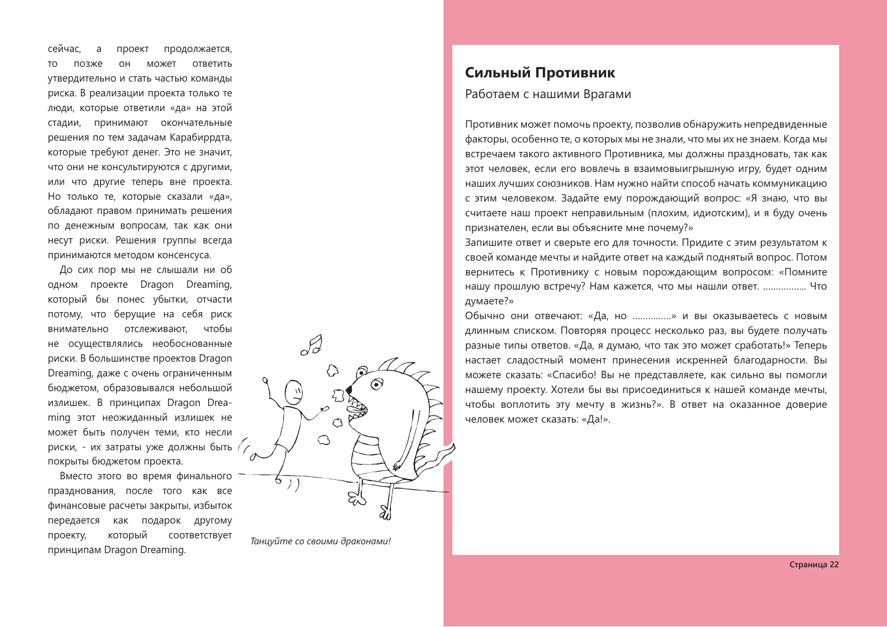сейчас, а проект продолжается, то позже он может ответить утвердительно и стать частью команды риска. В реализации проекта только те люди, которые ответили «да» на этой стадии, принимают окончательные решения по тем задачам Карабиррдта, которые требуют денег. Это не значит, что они не консультируются с другими, или что другие теперь вне проекта. Но только те, которые сказали «да», обладают правом принимать решения по денежным вопросам, так как они несут риски. Решения группы всегда принимаются методом консенсуса.

До сих пор мы не слышали ни об одном проекте Dragon Dreaming, который бы понес убытки, отчасти потому, что берущие на себя риск внимательно отслеживают, чтобы не осуществлялись необоснованные риски. В большинстве проектов Dragon Dreaming, даже с очень ограниченным бюджетом, образовывался небольшой излишек. В принципах Dragon Dreaming этот неожиданный излишек не может быть получен теми, кто несли риски, - их затраты уже должны быть покрыты бюджетом проекта.

Вместо этого во время финального празднования, после того как все финансовые расчеты закрыты, избыток передается как подарок другому проекту, который соответствует принципам Dragon Dreaming.

*Танцуйте со своими драконами!*

## Сильный Противник

Работаем с нашими Врагами

Противник может помочь проекту, позволив обнаружить непредвиденные факторы, особенно те, о которых мы не знали, что мы их не знаем. Когда мы встречаем такого активного Противника, мы должны праздновать, так как этот человек, если его вовлечь в взаимовыигрышную игру, будет одним наших лучших союзников. Нам нужно найти способ начать коммуникацию с этим человеком. Задайте ему порождающий вопрос: «Я знаю, что вы считаете наш проект неправильным (плохим, идиотским), и я буду очень признателен, если вы объясните мне почему?»

Запишите ответ и сверьте его для точности. Придите с этим результатом к своей команде мечты и найдите ответ на каждый поднятый вопрос. Потом вернитесь к Противнику с новым порождающим вопросом: «Помните нашу прошлую встречу? Нам кажется, что мы нашли ответ. ................ Что думаете?»

Обычно они отвечают: «Да, но ..............» и вы оказываетесь с новым длинным списком. Повторяя процесс несколько раз, вы будете получать разные типы ответов. «Да, я думаю, что так это может сработать!» Теперь настает сладостный момент принесения искренней благодарности. Вы можете сказать: «Спасибо! Вы не представляете, как сильно вы помогли нашему проекту. Хотели бы вы присоединиться к нашей команде мечты, чтобы воплотить эту мечту в жизнь?». В ответ на оказанное доверие человек может сказать: «Да!».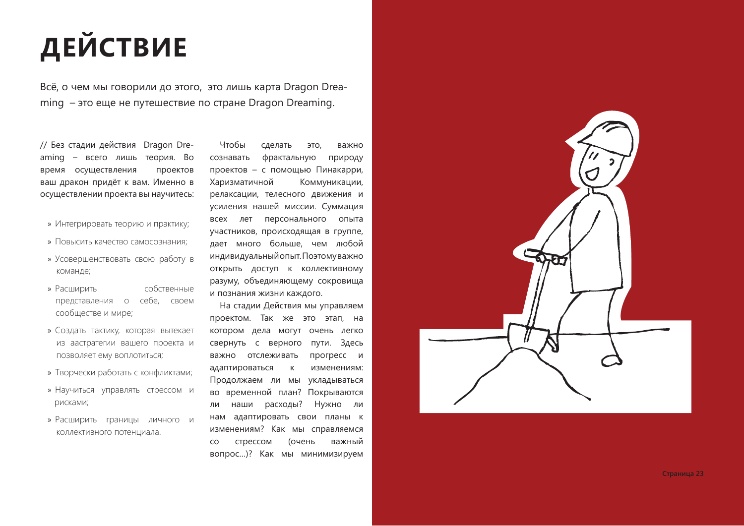# ДЕЙСТВИЕ

Всё, о чем мы говорили до этого, это лишь карта Dragon Dreaming – это еще не путешествие по стране Dragon Dreaming.

// Без стадии действия Dragon Dreaming – всего лишь теория. Во время осуществления проектов ваш дракон придёт к вам. Именно в осуществлении проекта вы научитесь:

- Интегрировать теорию и практику;
- Повысить качество самосознания;
- Усовершенствовать свою работу в команде;
- Расширить собственные представления о себе, своем сообществе и мире;
- Создать тактику, которая вытекает из аастратегии вашего проекта и позволяет ему воплотиться;
- Творчески работать с конфликтами;
- Научиться управлять стрессом и рисками;
- Расширить границы личного и коллективного потенциала.

Чтобы сделать это, важно сознавать фрактальную природу проектов – с помощью Пинакарри, Харизматичной Коммуникации, релаксации, телесного движения и усиления нашей миссии. Суммация всех лет персонального опыта участников, происходящая в группе, дает много больше, чем любой индивидуальный опыт. Поэтому важно открыть доступ к коллективному разуму, объединяющему сокровища и познания жизни каждого.

На стадии Действия мы управляем проектом. Так же это этап, на котором дела могут очень легко свернуть с верного пути. Здесь важно отслеживать прогресс и адаптироваться к изменениям: Продолжаем ли мы укладываться во временной план? Покрываются ли наши расходы? Нужно ли нам адаптировать свои планы к изменениям? Как мы справляемся со стрессом (очень важный вопрос...)? Как мы минимизируем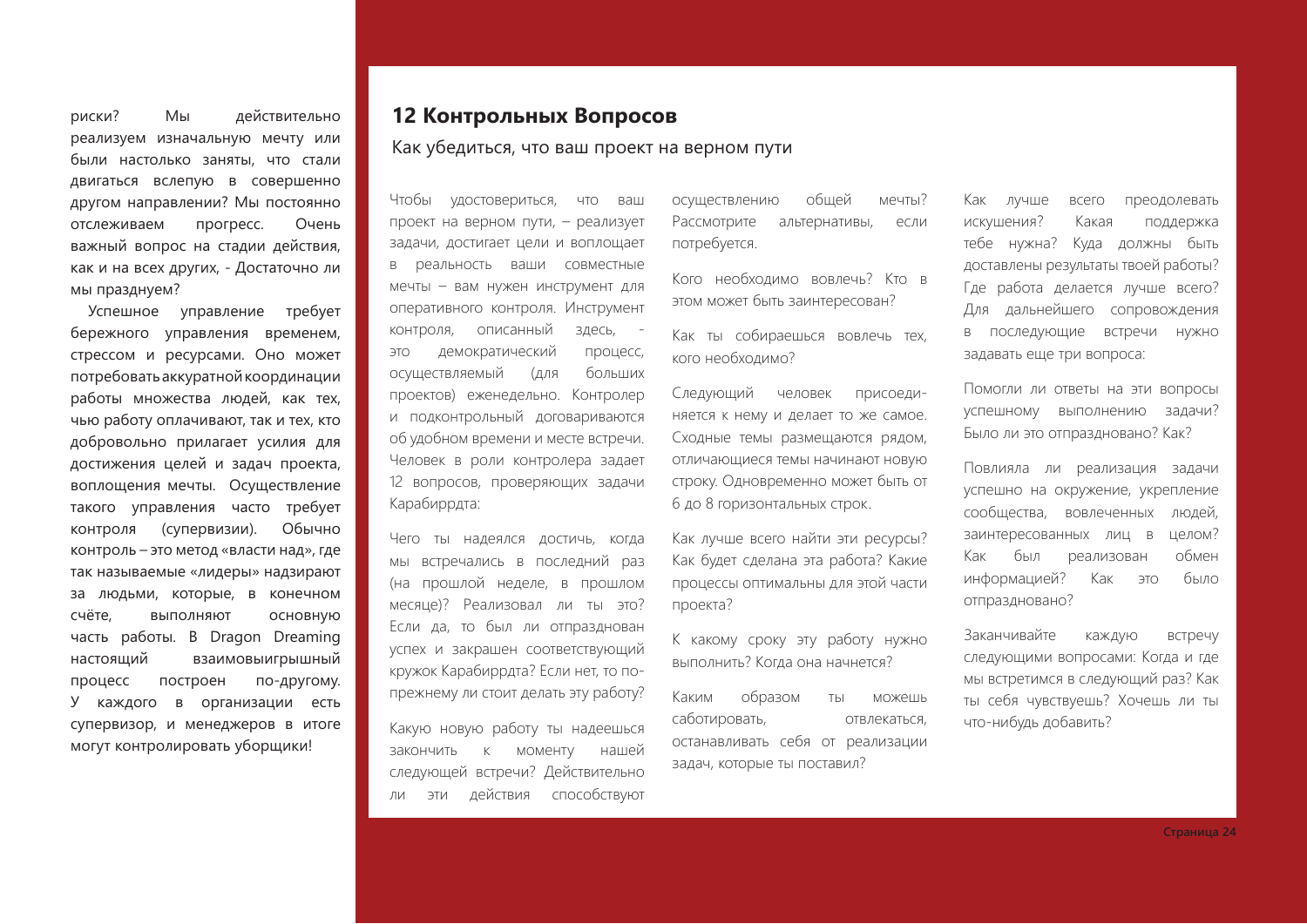риски? Мы действительно реализуем изначальную мечту или были настолько заняты, что стали двигаться вслепую в совершенно другом направлении? Мы постоянно отслеживаем прогресс. Очень важный вопрос на стадии действия, как и на всех других, - Достаточно ли мы празднуем?

Успешное управление требует бережного управления временем, стрессом и ресурсами. Оно может потребовать аккуратной координации работы множества людей, как тех, чью работу оплачивают, так и тех, кто добровольно прилагает усилия для достижения целей и задач проекта, воплощения мечты. Осуществление такого управления часто требует контроля (супервизии). Обычно контроль – это метод «власти над», где так называемые «лидеры» надзирают за людьми, которые, в конечном счёте, выполняют основную часть работы. В Dragon Dreaming настоящий взаимовыигрышный процесс построен по-другому. У каждого в организации есть супервизор, и менеджеров в итоге могут контролировать уборщики!

## 12 Контрольных Вопросов

Как убедиться, что ваш проект на верном пути

Чтобы удостовериться, что ваш проект на верном пути, – реализует задачи, достигает цели и воплощает в реальность ваши совместные мечты – вам нужен инструмент для оперативного контроля. Инструмент контроля, описанный здесь, - это демократический процесс, осуществляемый (для больших проектов) еженедельно. Контролер и подконтрольный договариваются об удобном времени и месте встречи. Человек в роли контролера задает 12 вопросов, проверяющих задачи Карабиррдта:

Чего ты надеялся достичь, когда мы встречались в последний раз (на прошлой неделе, в прошлом месяце)? Реализовал ли ты это? Если да, то был ли отпразднован успех и закрашен соответствующий кружок Карабиррдта? Если нет, то по-прежнему ли стоит делать эту работу?

Какую новую работу ты надеешься закончить к моменту нашей следующей встречи? Действительно ли эти действия способствуют осуществлению общей мечты? Рассмотрите альтернативы, если потребуется.

Кого необходимо вовлечь? Кто в этом может быть заинтересован?

Как ты собираешься вовлечь тех, кого необходимо?

Следующий человек присоединяется к нему и делает то же самое. Сходные темы размещаются рядом, отличающиеся темы начинают новую строку. Одновременно может быть от 6 до 8 горизонтальных строк.

Как лучше всего найти эти ресурсы? Как будет сделана эта работа? Какие процессы оптимальны для этой части проекта?

К какому сроку эту работу нужно выполнить? Когда она начнется?

Каким образом ты можешь саботировать, отвлекаться, останавливать себя от реализации задач, которые ты поставил?

Как лучше всего преодолевать искушения? Какая поддержка тебе нужна? Куда должны быть доставлены результаты твоей работы? Где работа делается лучше всего? Для дальнейшего сопровождения в последующие встречи нужно задавать еще три вопроса:

Помогли ли ответы на эти вопросы успешному выполнению задачи? Было ли это отпраздновано? Как?

Повлияла ли реализация задачи успешно на окружение, укрепление сообщества, вовлеченных людей, заинтересованных лиц в целом? Как был реализован обмен информацией? Как это было отпраздновано?

Заканчивайте каждую встречу следующими вопросами: Когда и где мы встретимся в следующий раз? Как ты себя чувствуешь? Хочешь ли ты что-нибудь добавить?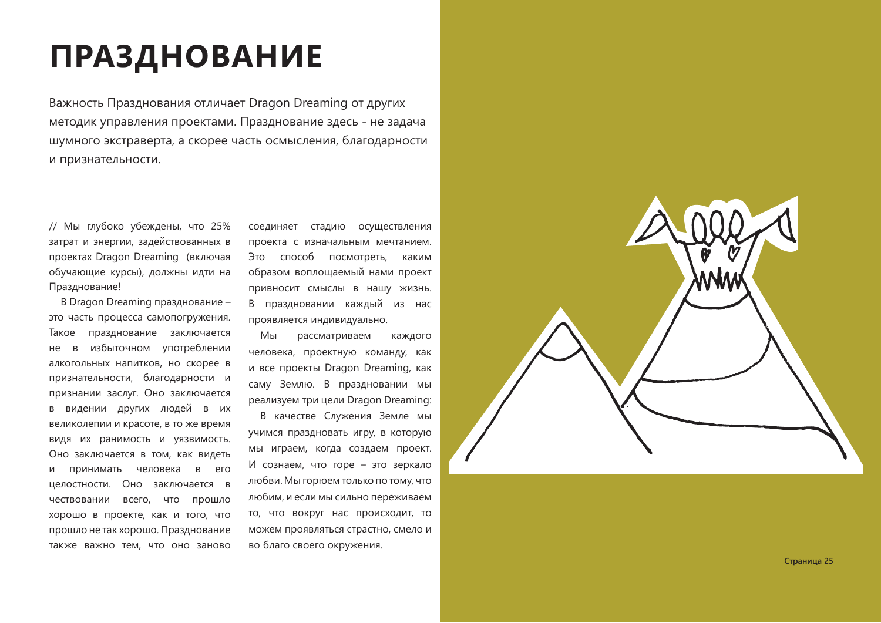# ПРАЗДНОВАНИЕ

Важность Празднования отличает Dragon Dreaming от других методик управления проектами. Празднование здесь - не задача шумного экстраверта, а скорее часть осмысления, благодарности и признательности.

// Мы глубоко убеждены, что 25% затрат и энергии, задействованных в проектах Dragon Dreaming (включая обучающие курсы), должны идти на Празднование!

В Dragon Dreaming празднование – это часть процесса самопогружения. Такое празднование заключается не в избыточном употреблении алкогольных напитков, но скорее в признательности, благодарности и признании заслуг. Оно заключается в видении других людей в их великолепии и красоте, в то же время видя их ранимость и уязвимость. Оно заключается в том, как видеть и принимать человека в его целостности. Оно заключается в чествовании всего, что прошло хорошо в проекте, как и того, что прошло не так хорошо. Празднование также важно тем, что оно заново соединяет стадию осуществления проекта с изначальным мечтанием. Это способ посмотреть, каким образом воплощаемый нами проект привносит смыслы в нашу жизнь. В праздновании каждый из нас проявляется индивидуально.

Мы рассматриваем каждого человека, проектную команду, как и все проекты Dragon Dreaming, как саму Землю. В праздновании мы реализуем три цели Dragon Dreaming:

В качестве Служения Земле мы учимся праздновать игру, в которую мы играем, когда создаем проект. И сознаем, что горе – это зеркало любви. Мы горюем только по тому, что любим, и если мы сильно переживаем то, что вокруг нас происходит, то можем проявляться страстно, смело и во благо своего окружения.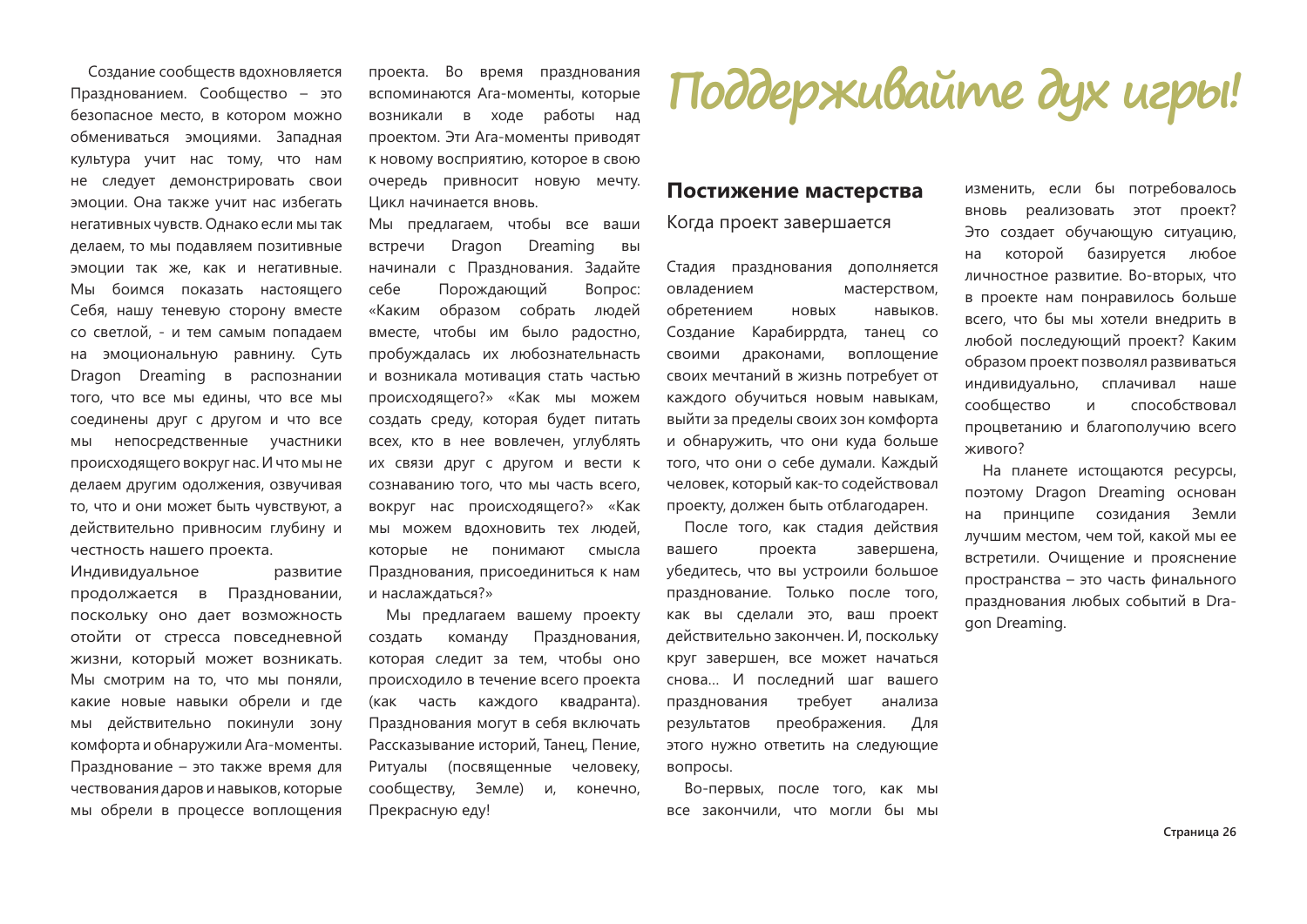Создание сообществ вдохновляется Празднованием. Сообщество – это безопасное место, в котором можно обмениваться эмоциями. Западная культура учит нас тому, что нам не следует демонстрировать свои эмоции. Она также учит нас избегать негативных чувств. Однако если мы так делаем, то мы подавляем позитивные эмоции так же, как и негативные. Мы боимся показать настоящего Себя, нашу теневую сторону вместе со светлой, - и тем самым попадаем на эмоциональную равнину. Суть Dragon Dreaming в распознании того, что все мы едины, что все мы соединены друг с другом и что все мы непосредственные участники происходящего вокруг нас. И что мы не делаем другим одолжения, озвучивая то, что и они может быть чувствуют, а действительно привносим глубину и честность нашего проекта.

Индивидуальное развитие продолжается в Праздновании, поскольку оно дает возможность отойти от стресса повседневной жизни, который может возникать. Мы смотрим на то, что мы поняли, какие новые навыки обрели и где мы действительно покинули зону комфорта и обнаружили Ага-моменты. Празднование – это также время для чествования даров и навыков, которые мы обрели в процессе воплощения проекта. Во время празднования вспоминаются Ага-моменты, которые возникали в ходе работы над проектом. Эти Ага-моменты приводят к новому восприятию, которое в свою очередь привносит новую мечту. Цикл начинается вновь.

Мы предлагаем, чтобы все ваши встречи Dragon Dreaming вы начинали с Празднования. Задайте себе Порождающий Вопрос: «Каким образом собрать людей вместе, чтобы им было радостно, пробуждалась их любознательнасть и возникала мотивация стать частью происходящего?» «Как мы можем создать среду, которая будет питать всех, кто в нее вовлечен, углублять их связи друг с другом и вести к сознаванию того, что мы часть всего, вокруг нас происходящего?» «Как мы можем вдохновить тех людей, которые не понимают смысла Празднования, присоединиться к нам и наслаждаться?»

Мы предлагаем вашему проекту создать команду Празднования, которая следит за тем, чтобы оно происходило в течение всего проекта (как часть каждого квадранта). Празднования могут в себя включать Рассказывание историй, Танец, Пение, Ритуалы (посвященные человеку, сообществу, Земле) и, конечно, Прекрасную еду!

# Поддерживайте дух игры!

## Постижение мастерства

Когда проект завершается

Стадия празднования дополняется овладением мастерством, обретением новых навыков. Создание Карабиррдта, танец со своими драконами, воплощение своих мечтаний в жизнь потребует от каждого обучиться новым навыкам, выйти за пределы своих зон комфорта и обнаружить, что они куда больше того, что они о себе думали. Каждый человек, который как-то содействовал проекту, должен быть отблагодарен.

После того, как стадия действия вашего проекта завершена, убедитесь, что вы устроили большое празднование. Только после того, как вы сделали это, ваш проект действительно закончен. И, поскольку круг завершен, все может начаться снова... И последний шаг вашего празднования требует анализа результатов преображения. Для этого нужно ответить на следующие вопросы.

Во-первых, после того, как мы все закончили, что могли бы мы изменить, если бы потребовалось вновь реализовать этот проект? Это создает обучающую ситуацию, на которой базируется любое личностное развитие. Во-вторых, что в проекте нам понравилось больше всего, что бы мы хотели внедрить в любой последующий проект? Каким образом проект позволял развиваться индивидуально, сплачивал наше сообщество и способствовал процветанию и благополучию всего живого?

На планете истощаются ресурсы, поэтому Dragon Dreaming основан на принципе созидания Земли лучшим местом, чем той, какой мы ее встретили. Очищение и прояснение пространства – это часть финального празднования любых событий в Dragon Dreaming.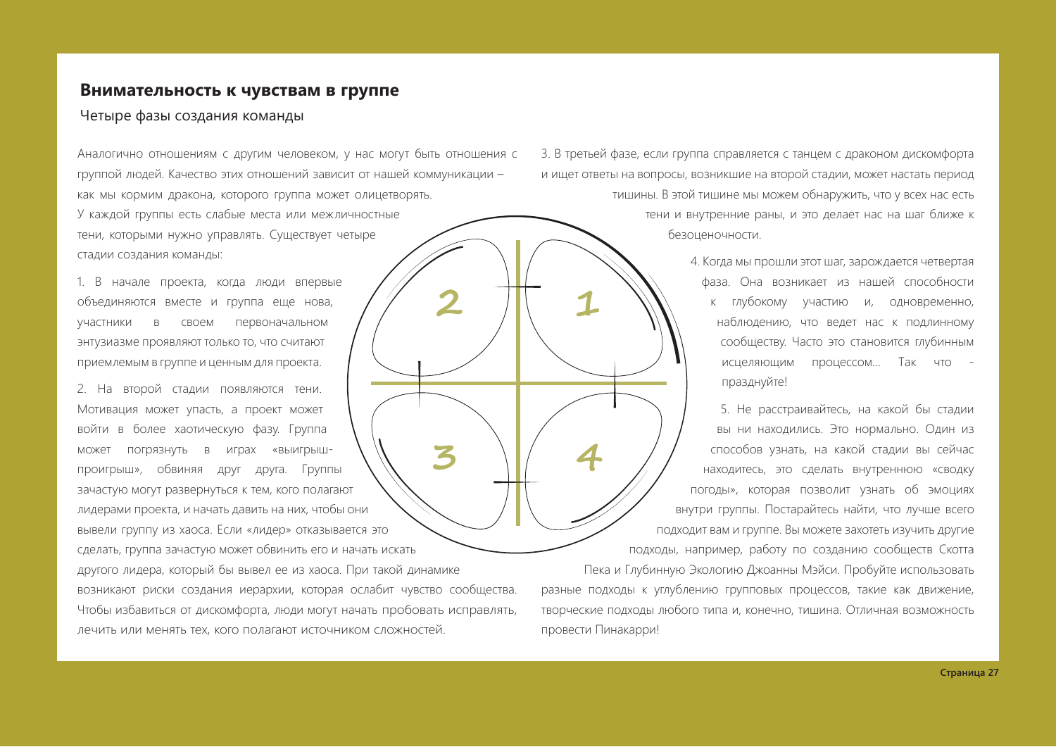## Внимательность к чувствам в группе

### Четыре фазы создания команды

Аналогично отношениям с другим человеком, у нас могут быть отношения с группой людей. Качество этих отношений зависит от нашей коммуникации – как мы кормим дракона, которого группа может олицетворять.

У каждой группы есть слабые места или межличностные тени, которыми нужно управлять. Существует четыре стадии создания команды:

1. В начале проекта, когда люди впервые объединяются вместе и группа еще нова, участники в своем первоначальном энтузиазме проявляют только то, что считают приемлемым в группе и ценным для проекта.

2. На второй стадии появляются тени. Мотивация может упасть, а проект может войти в более хаотическую фазу. Группа может погрязнуть в играх «выигрыш-проигрыш», обвиняя друг друга. Группы зачастую могут развернуться к тем, кого полагают лидерами проекта, и начать давить на них, чтобы они вывели группу из хаоса. Если «лидер» отказывается это сделать, группа зачастую может обвинить его и начать искать другого лидера, который бы вывел ее из хаоса. При такой динамике возникают риски создания иерархии, которая ослабит чувство сообщества. Чтобы избавиться от дискомфорта, люди могут начать пробовать исправлять, лечить или менять тех, кого полагают источником сложностей.

3. В третьей фазе, если группа справляется с танцем с драконом дискомфорта и ищет ответы на вопросы, возникшие на второй стадии, может настать период тишины. В этой тишине мы можем обнаружить, что у всех нас есть тени и внутренние раны, и это делает нас на шаг ближе к безоценочности.

4. Когда мы прошли этот шаг, зарождается четвертая фаза. Она возникает из нашей способности к глубокому участию и, одновременно, наблюдению, что ведет нас к подлинному сообществу. Часто это становится глубинным исцеляющим процессом... Так что - празднуйте!

5. Не расстраивайтесь, на какой бы стадии вы ни находились. Это нормально. Один из способов узнать, на какой стадии вы сейчас находитесь, это сделать внутреннюю «сводку погоды», которая позволит узнать об эмоциях внутри группы. Постарайтесь найти, что лучше всего подходит вам и группе. Вы можете захотеть изучить другие подходы, например, работу по созданию сообществ Скотта Пека и Глубинную Экологию Джоанны Мэйси. Пробуйте использовать разные подходы к углублению групповых процессов, такие как движение, творческие подходы любого типа и, конечно, тишина. Отличная возможность провести Пинакарри!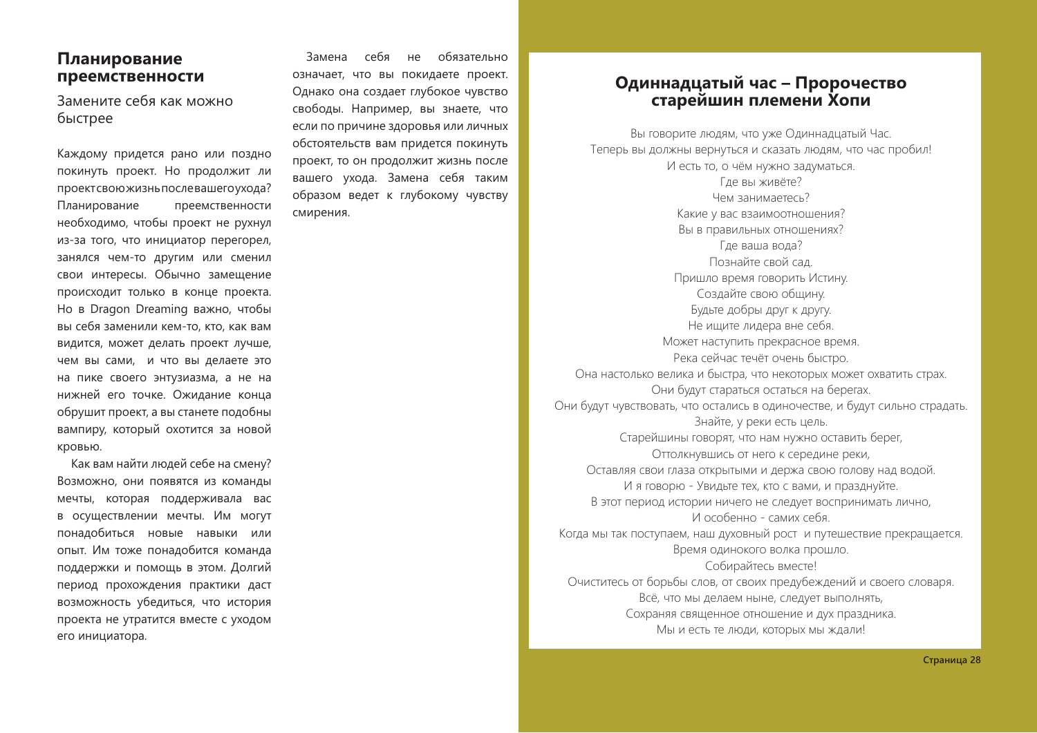## Планирование преемственности

### Замените себя как можно быстрее

Каждому придется рано или поздно покинуть проект. Но продолжит ли проект свою жизнь после вашего ухода? Планирование преемственности необходимо, чтобы проект не рухнул из-за того, что инициатор перегорел, занялся чем-то другим или сменил свои интересы. Обычно замещение происходит только в конце проекта. Но в Dragon Dreaming важно, чтобы вы себя заменили кем-то, кто, как вам видится, может делать проект лучше, чем вы сами, и что вы делаете это на пике своего энтузиазма, а не на нижней его точке. Ожидание конца обрушит проект, а вы станете подобны вампиру, который охотится за новой кровью.

Как вам найти людей себе на смену? Возможно, они появятся из команды мечты, которая поддерживала вас в осуществлении мечты. Им могут понадобиться новые навыки или опыт. Им тоже понадобится команда поддержки и помощь в этом. Долгий период прохождения практики даст возможность убедиться, что история проекта не утратится вместе с уходом его инициатора.

Замена себя не обязательно означает, что вы покидаете проект. Однако она создает глубокое чувство свободы. Например, вы знаете, что если по причине здоровья или личных обстоятельств вам придется покинуть проект, то он продолжит жизнь после вашего ухода. Замена себя таким образом ведет к глубокому чувству смирения.

## Одиннадцатый час – Пророчество старейшин племени Хопи

Вы говорите людям, что уже Одиннадцатый Час.  
Теперь вы должны вернуться и сказать людям, что час пробил!  
И есть то, о чём нужно задуматься.  
Где вы живёте?  
Чем занимаетесь?  
Какие у вас взаимоотношения?  
Вы в правильных отношениях?  
Где ваша вода?  
Познайте свой сад.  
Пришло время говорить Истину.  
Создайте свою общину.  
Будьте добры друг к другу.  
Не ищите лидера вне себя.  
Может наступить прекрасное время.  
Река сейчас течёт очень быстро.  
Она настолько велика и быстра, что некоторых может охватить страх.  
Они будут стараться остаться на берегах.  
Они будут чувствовать, что остались в одиночестве, и будут сильно страдать.  
Знайте, у реки есть цель.  
Старейшины говорят, что нам нужно оставить берег,  
Оттолкнувшись от него к середине реки,  
Оставляя свои глаза открытыми и держа свою голову над водой.  
И я говорю - Увидьте тех, кто с вами, и празднуйте.  
В этот период истории ничего не следует воспринимать лично,  
И особенно - самих себя.  
Когда мы так поступаем, наш духовный рост и путешествие прекращается.  
Время одинокого волка прошло.  
Собирайтесь вместе!  
Очиститесь от борьбы слов, от своих предубеждений и своего словаря.  
Всё, что мы делаем ныне, следует выполнять,  
Сохраняя священное отношение и дух праздника.  
Мы и есть те люди, которых мы ждали!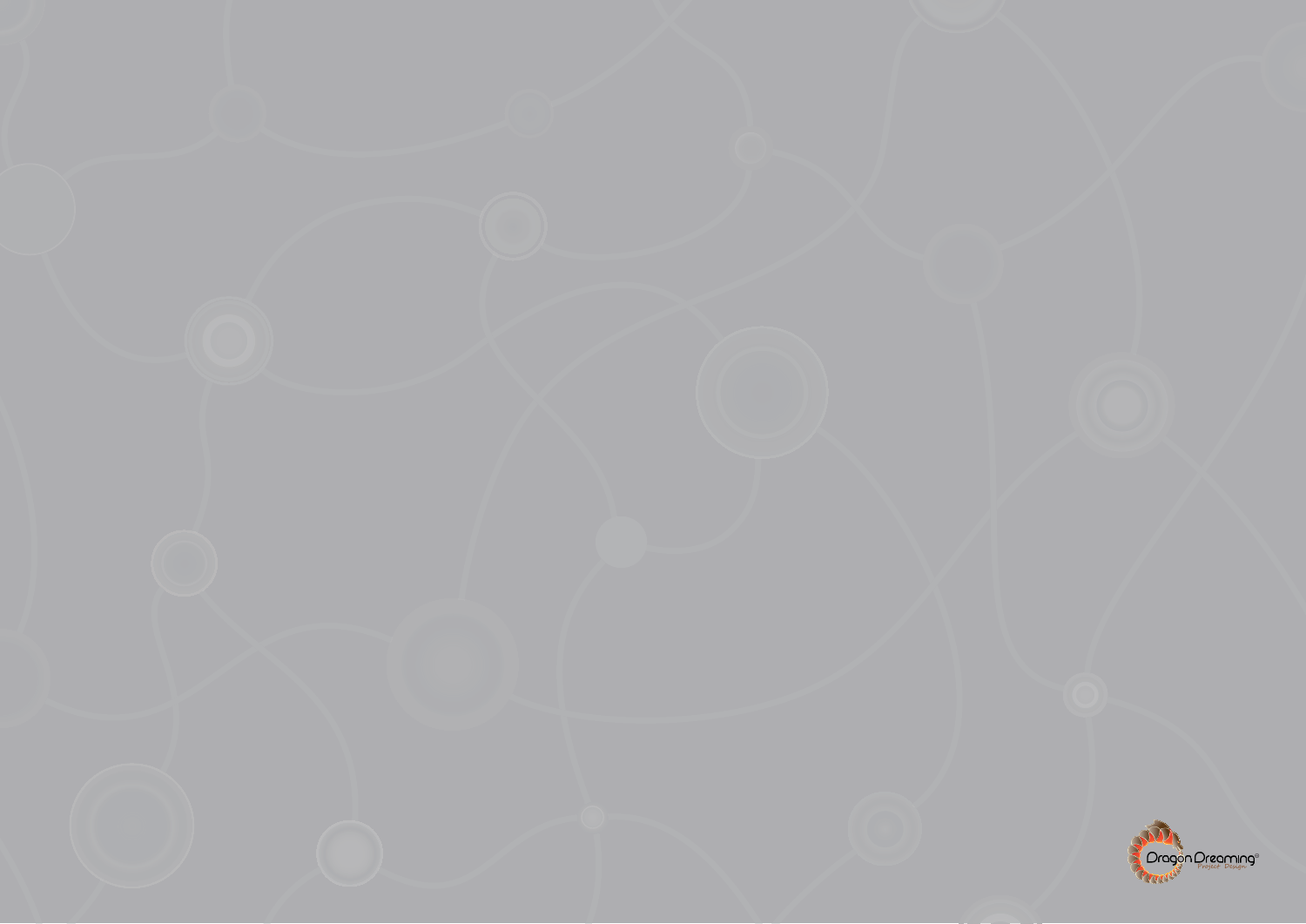Dragon Dreaming®
Project Design